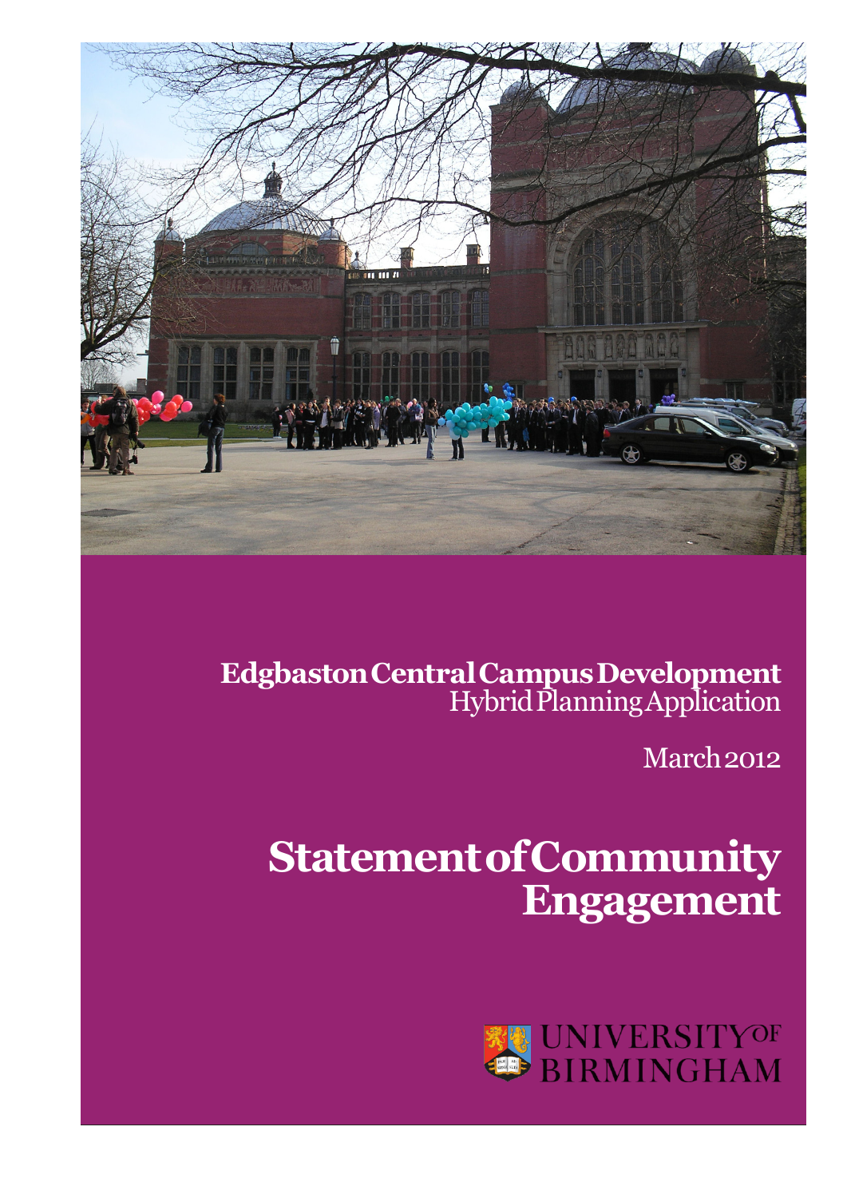**Edgbaston Central Campus Development**
Hybrid Planning Application

March 2012

# Statement of Community Engagement

UNIVERSITY OF BIRMINGHAM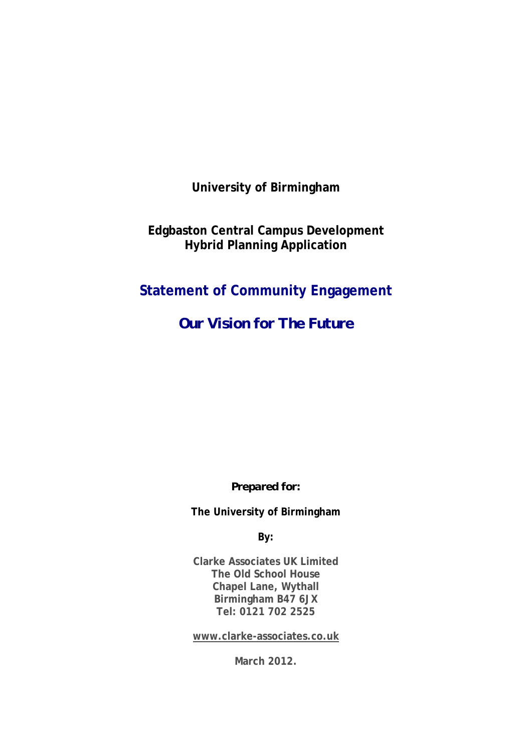**University of Birmingham**

**Edgbaston Central Campus Development**
**Hybrid Planning Application**

# Statement of Community Engagement

## *Our Vision for The Future*

***Prepared for:***

**The University of Birmingham**

**By:**

**Clarke Associates UK Limited**
**The Old School House**
**Chapel Lane, Wythall**
**Birmingham B47 6JX**
**Tel: 0121 702 2525**

**www.clarke-associates.co.uk**

**March 2012.**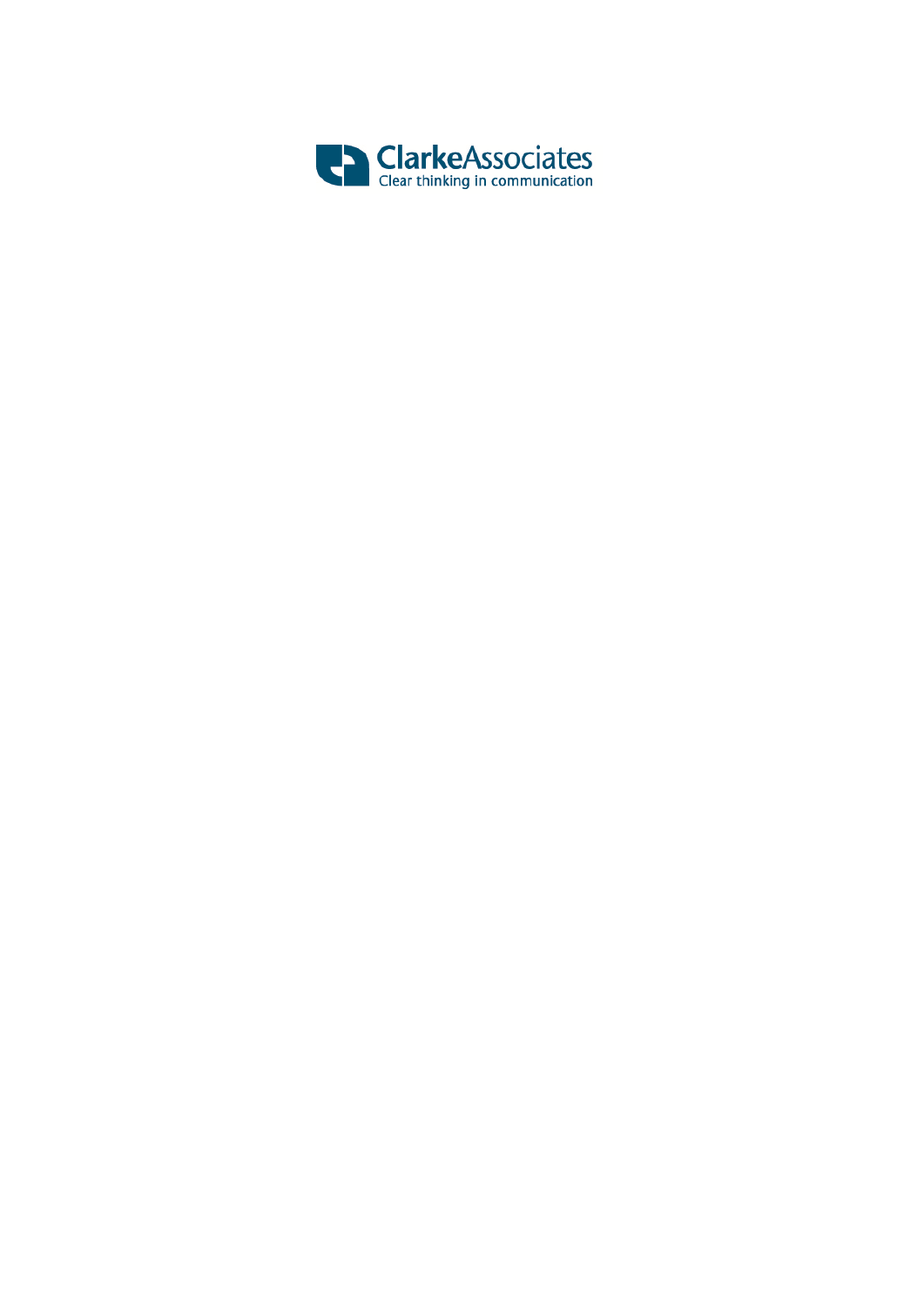ClarkeAssociates
Clear thinking in communication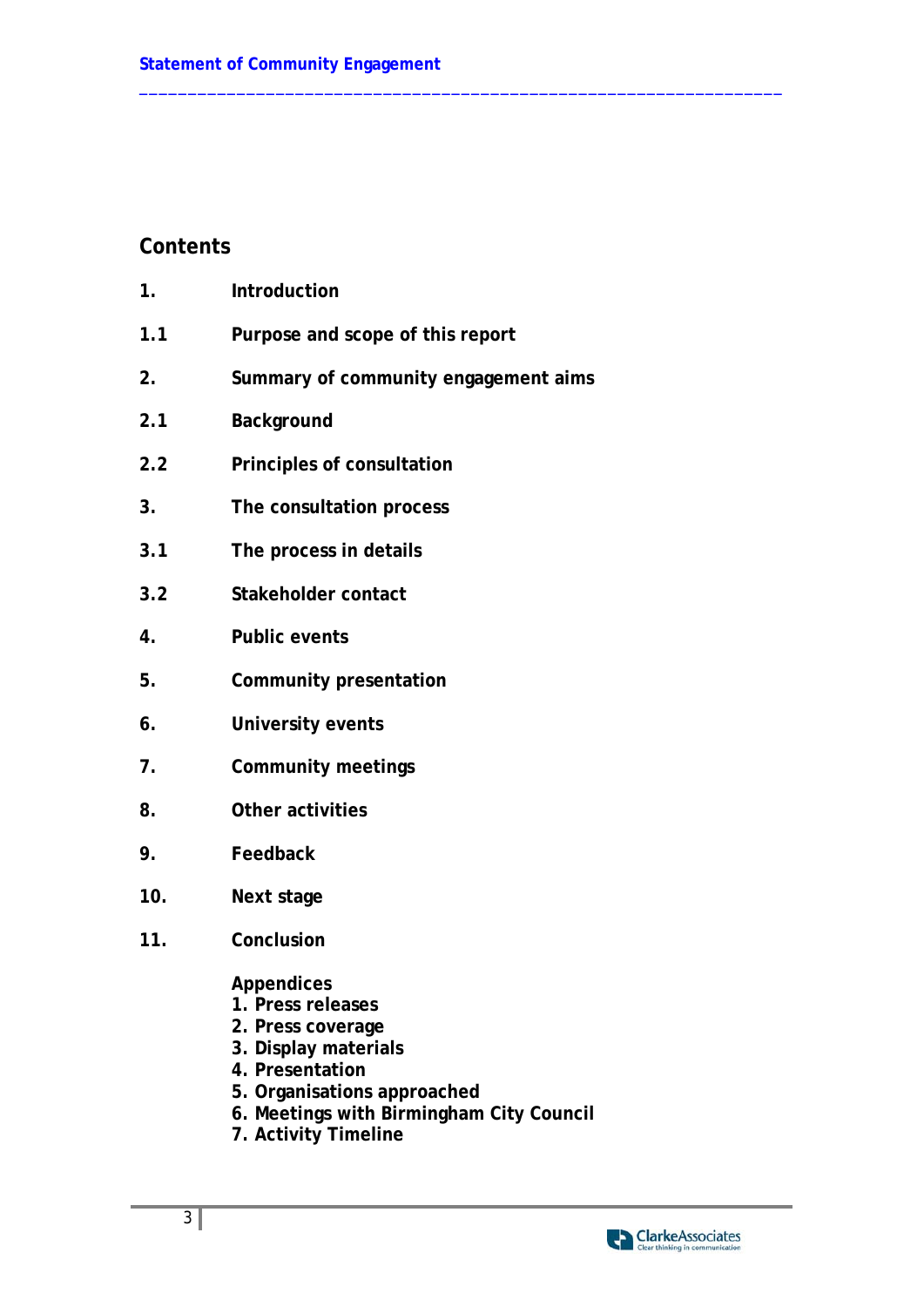## Contents

| | |
|---|---|
| 1. | Introduction |
| 1.1 | Purpose and scope of this report |
| 2. | Summary of community engagement aims |
| 2.1 | Background |
| 2.2 | Principles of consultation |
| 3. | The consultation process |
| 3.1 | The process in details |
| 3.2 | Stakeholder contact |
| 4. | Public events |
| 5. | Community presentation |
| 6. | University events |
| 7. | Community meetings |
| 8. | Other activities |
| 9. | Feedback |
| 10. | Next stage |
| 11. | Conclusion |

**Appendices**

1. Press releases
2. Press coverage
3. Display materials
4. Presentation
5. Organisations approached
6. Meetings with Birmingham City Council
7. Activity Timeline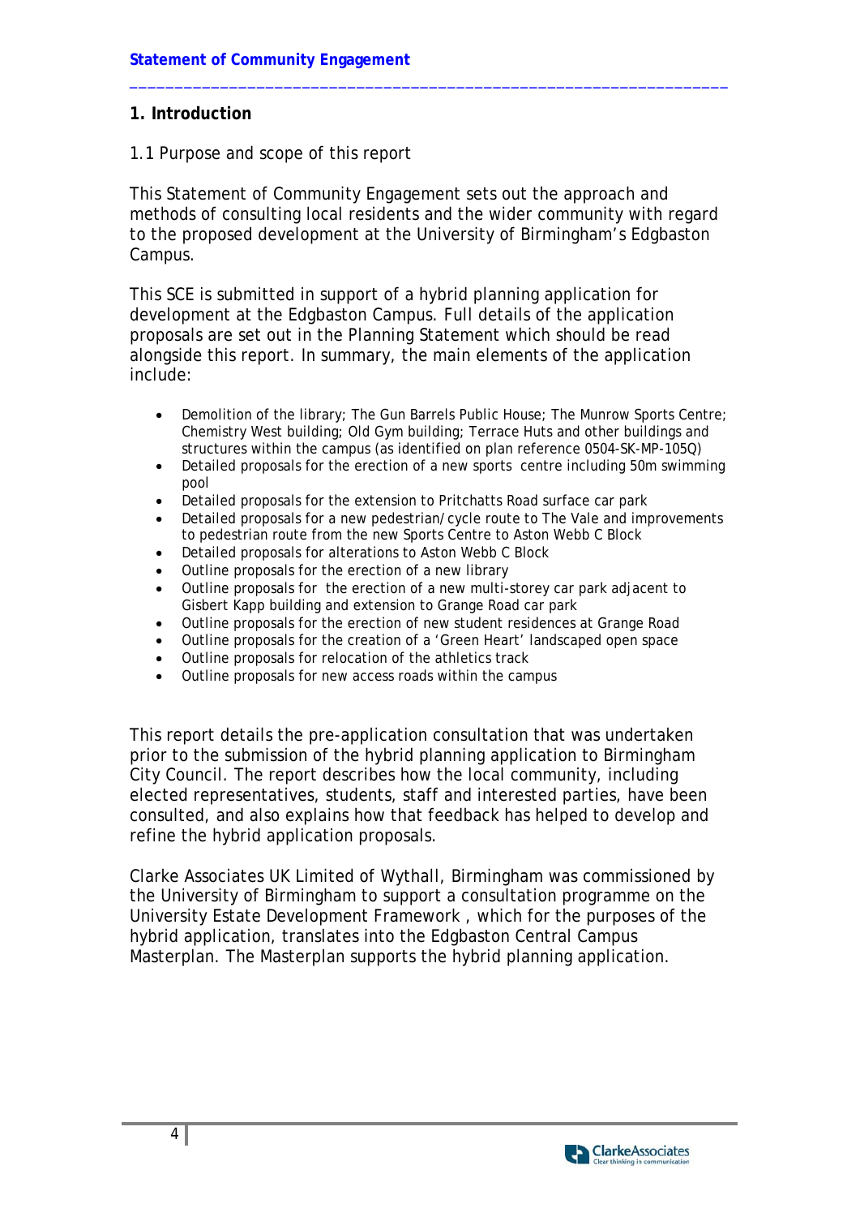## 1. Introduction

1.1 Purpose and scope of this report

This Statement of Community Engagement sets out the approach and methods of consulting local residents and the wider community with regard to the proposed development at the University of Birmingham's Edgbaston Campus.

This SCE is submitted in support of a hybrid planning application for development at the Edgbaston Campus. Full details of the application proposals are set out in the Planning Statement which should be read alongside this report. In summary, the main elements of the application include:

- Demolition of the library; The Gun Barrels Public House; The Munrow Sports Centre; Chemistry West building; Old Gym building; Terrace Huts and other buildings and structures within the campus (as identified on plan reference 0504-SK-MP-105Q)
- Detailed proposals for the erection of a new sports centre including 50m swimming pool
- Detailed proposals for the extension to Pritchatts Road surface car park
- Detailed proposals for a new pedestrian/cycle route to The Vale and improvements to pedestrian route from the new Sports Centre to Aston Webb C Block
- Detailed proposals for alterations to Aston Webb C Block
- Outline proposals for the erection of a new library
- Outline proposals for the erection of a new multi-storey car park adjacent to Gisbert Kapp building and extension to Grange Road car park
- Outline proposals for the erection of new student residences at Grange Road
- Outline proposals for the creation of a 'Green Heart' landscaped open space
- Outline proposals for relocation of the athletics track
- Outline proposals for new access roads within the campus

This report details the pre-application consultation that was undertaken prior to the submission of the hybrid planning application to Birmingham City Council. The report describes how the local community, including elected representatives, students, staff and interested parties, have been consulted, and also explains how that feedback has helped to develop and refine the hybrid application proposals.

Clarke Associates UK Limited of Wythall, Birmingham was commissioned by the University of Birmingham to support a consultation programme on the University Estate Development Framework , which for the purposes of the hybrid application, translates into the Edgbaston Central Campus Masterplan. The Masterplan supports the hybrid planning application.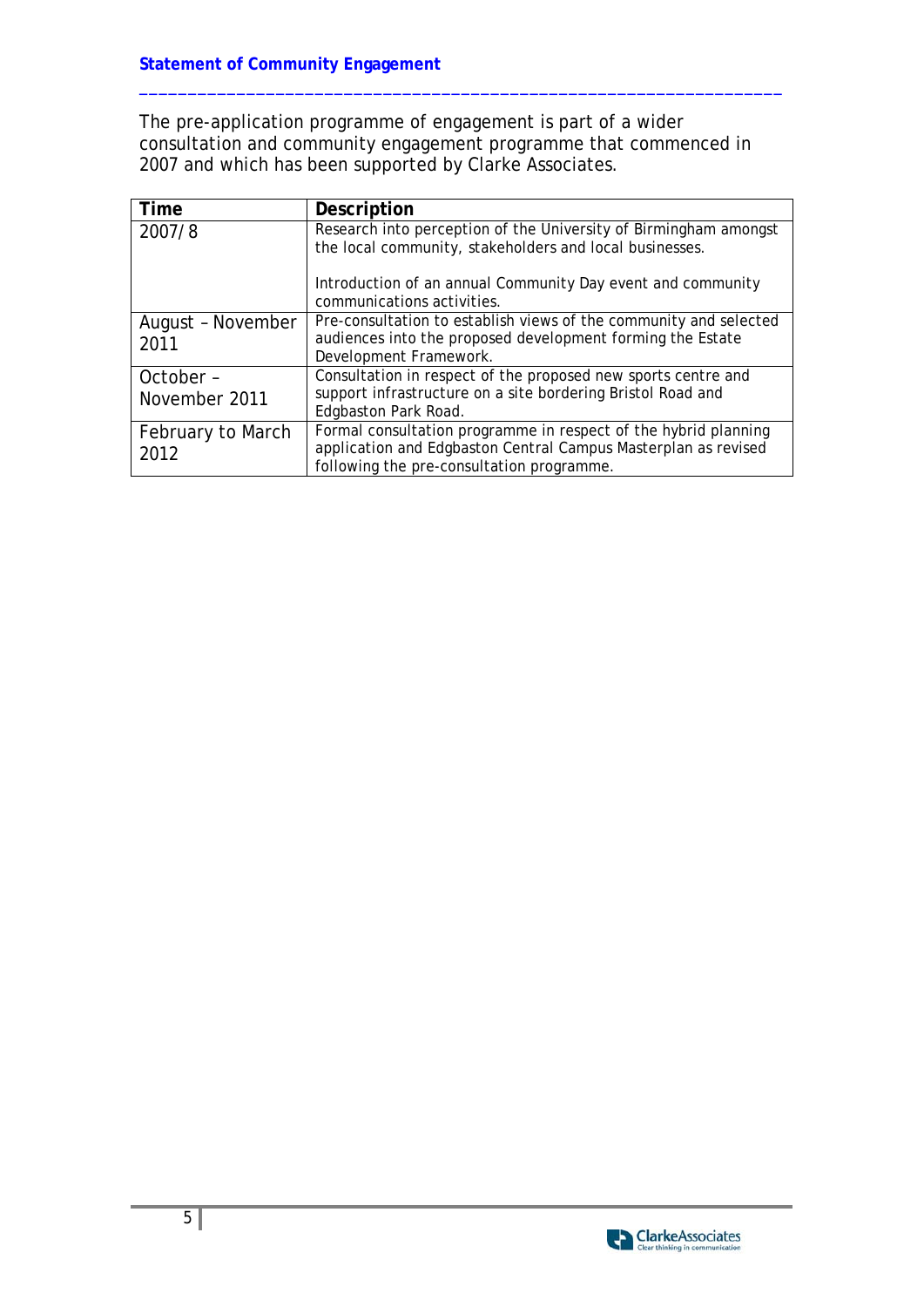The pre-application programme of engagement is part of a wider consultation and community engagement programme that commenced in 2007 and which has been supported by Clarke Associates.

| Time | Description |
| --- | --- |
| 2007/8 | Research into perception of the University of Birmingham amongst the local community, stakeholders and local businesses.<br><br>Introduction of an annual Community Day event and community communications activities. |
| August – November 2011 | Pre-consultation to establish views of the community and selected audiences into the proposed development forming the Estate Development Framework. |
| October – November 2011 | Consultation in respect of the proposed new sports centre and support infrastructure on a site bordering Bristol Road and Edgbaston Park Road. |
| February to March 2012 | Formal consultation programme in respect of the hybrid planning application and Edgbaston Central Campus Masterplan as revised following the pre-consultation programme. |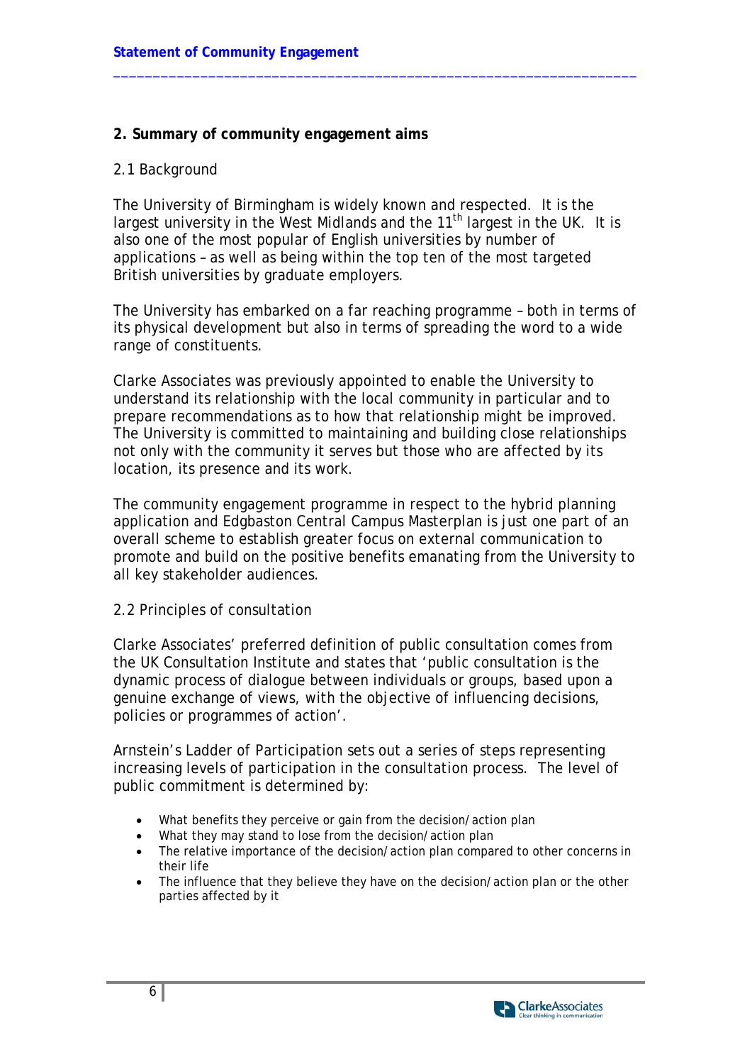## 2. Summary of community engagement aims

### 2.1 Background

The University of Birmingham is widely known and respected. It is the largest university in the West Midlands and the 11th largest in the UK. It is also one of the most popular of English universities by number of applications – as well as being within the top ten of the most targeted British universities by graduate employers.

The University has embarked on a far reaching programme – both in terms of its physical development but also in terms of spreading the word to a wide range of constituents.

Clarke Associates was previously appointed to enable the University to understand its relationship with the local community in particular and to prepare recommendations as to how that relationship might be improved. The University is committed to maintaining and building close relationships not only with the community it serves but those who are affected by its location, its presence and its work.

The community engagement programme in respect to the hybrid planning application and Edgbaston Central Campus Masterplan is just one part of an overall scheme to establish greater focus on external communication to promote and build on the positive benefits emanating from the University to all key stakeholder audiences.

### 2.2 Principles of consultation

Clarke Associates' preferred definition of public consultation comes from the UK Consultation Institute and states that 'public consultation is the dynamic process of dialogue between individuals or groups, based upon a genuine exchange of views, with the objective of influencing decisions, policies or programmes of action'.

Arnstein's Ladder of Participation sets out a series of steps representing increasing levels of participation in the consultation process. The level of public commitment is determined by:

- What benefits they perceive or gain from the decision/action plan
- What they may stand to lose from the decision/action plan
- The relative importance of the decision/action plan compared to other concerns in their life
- The influence that they believe they have on the decision/action plan or the other parties affected by it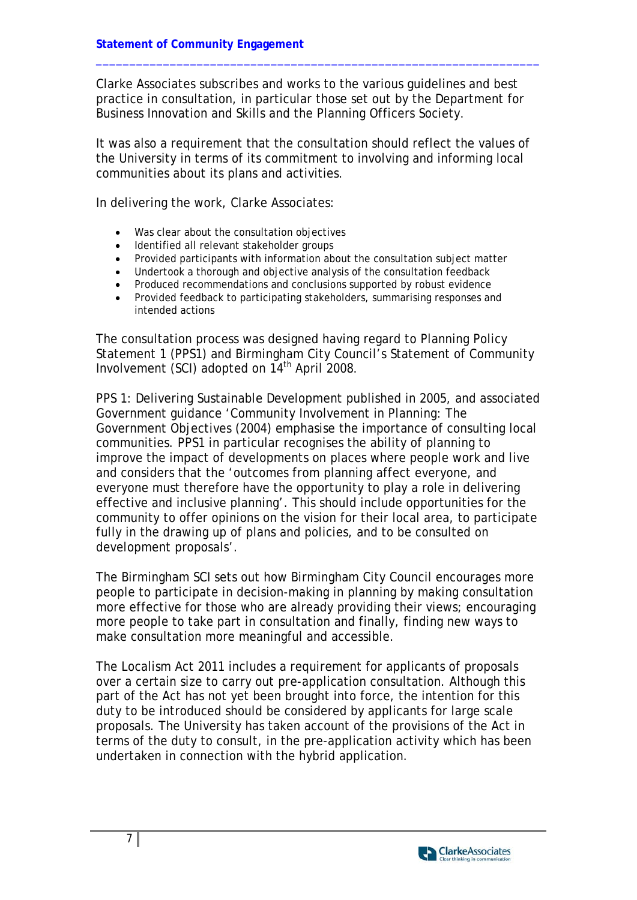Clarke Associates subscribes and works to the various guidelines and best practice in consultation, in particular those set out by the Department for Business Innovation and Skills and the Planning Officers Society.

It was also a requirement that the consultation should reflect the values of the University in terms of its commitment to involving and informing local communities about its plans and activities.

In delivering the work, Clarke Associates:

- Was clear about the consultation objectives
- Identified all relevant stakeholder groups
- Provided participants with information about the consultation subject matter
- Undertook a thorough and objective analysis of the consultation feedback
- Produced recommendations and conclusions supported by robust evidence
- Provided feedback to participating stakeholders, summarising responses and intended actions

The consultation process was designed having regard to Planning Policy Statement 1 (PPS1) and Birmingham City Council's Statement of Community Involvement (SCI) adopted on 14th April 2008.

PPS 1: Delivering Sustainable Development published in 2005, and associated Government guidance 'Community Involvement in Planning: The Government Objectives (2004) emphasise the importance of consulting local communities. PPS1 in particular recognises the ability of planning to improve the impact of developments on places where people work and live and considers that the 'outcomes from planning affect everyone, and everyone must therefore have the opportunity to play a role in delivering effective and inclusive planning'. This should include opportunities for the community to offer opinions on the vision for their local area, to participate fully in the drawing up of plans and policies, and to be consulted on development proposals'.

The Birmingham SCI sets out how Birmingham City Council encourages more people to participate in decision-making in planning by making consultation more effective for those who are already providing their views; encouraging more people to take part in consultation and finally, finding new ways to make consultation more meaningful and accessible.

The Localism Act 2011 includes a requirement for applicants of proposals over a certain size to carry out pre-application consultation. Although this part of the Act has not yet been brought into force, the intention for this duty to be introduced should be considered by applicants for large scale proposals. The University has taken account of the provisions of the Act in terms of the duty to consult, in the pre-application activity which has been undertaken in connection with the hybrid application.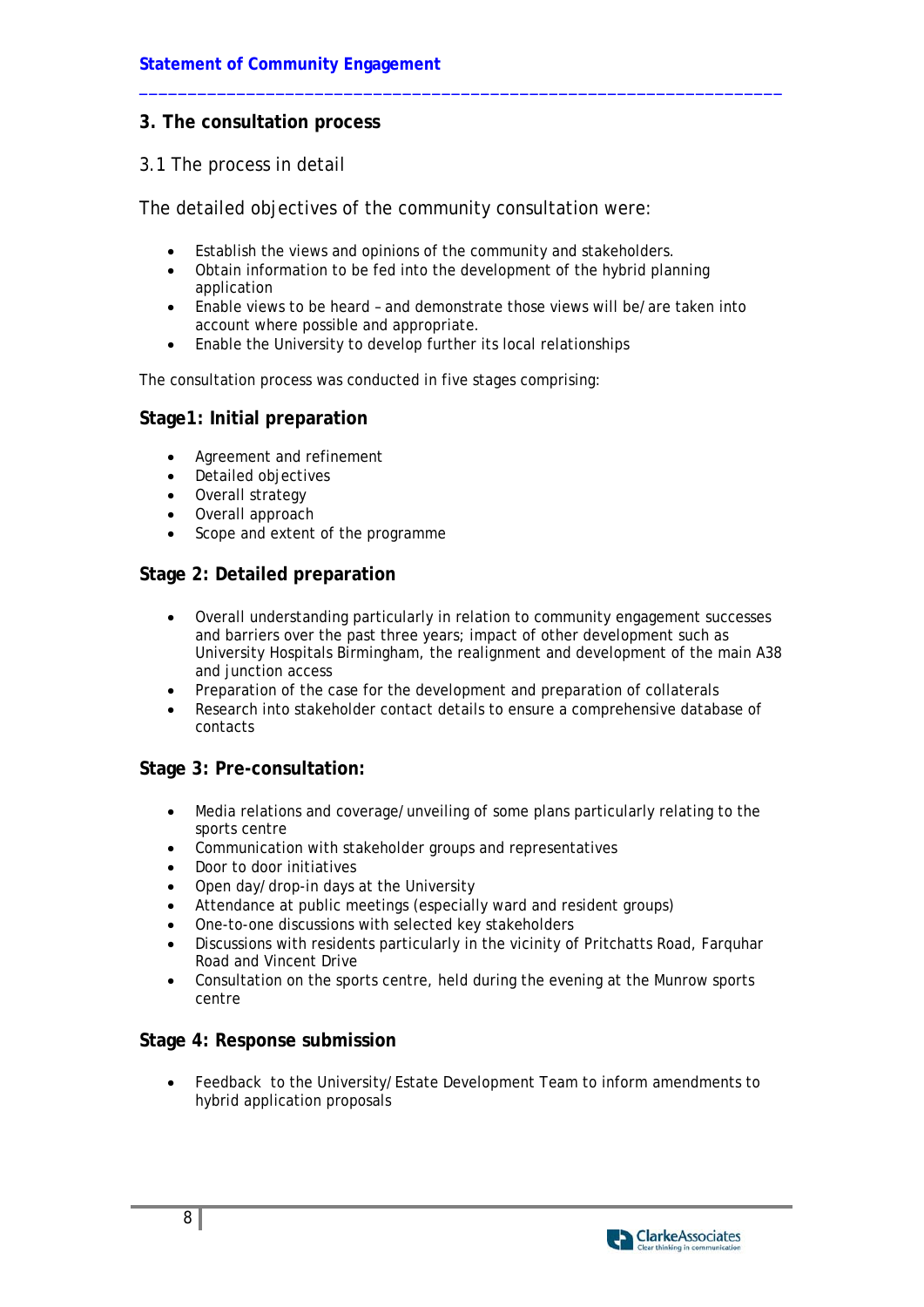## 3. The consultation process

### 3.1 The process in detail

The detailed objectives of the community consultation were:

- Establish the views and opinions of the community and stakeholders.
- Obtain information to be fed into the development of the hybrid planning application
- Enable views to be heard – and demonstrate those views will be/are taken into account where possible and appropriate.
- Enable the University to develop further its local relationships

The consultation process was conducted in five stages comprising:

**Stage1: Initial preparation**

- Agreement and refinement
- Detailed objectives
- Overall strategy
- Overall approach
- Scope and extent of the programme

**Stage 2: Detailed preparation**

- Overall understanding particularly in relation to community engagement successes and barriers over the past three years; impact of other development such as University Hospitals Birmingham, the realignment and development of the main A38 and junction access
- Preparation of the case for the development and preparation of collaterals
- Research into stakeholder contact details to ensure a comprehensive database of contacts

**Stage 3: Pre-consultation:**

- Media relations and coverage/unveiling of some plans particularly relating to the sports centre
- Communication with stakeholder groups and representatives
- Door to door initiatives
- Open day/drop-in days at the University
- Attendance at public meetings (especially ward and resident groups)
- One-to-one discussions with selected key stakeholders
- Discussions with residents particularly in the vicinity of Pritchatts Road, Farquhar Road and Vincent Drive
- Consultation on the sports centre, held during the evening at the Munrow sports centre

**Stage 4: Response submission**

- Feedback to the University/Estate Development Team to inform amendments to hybrid application proposals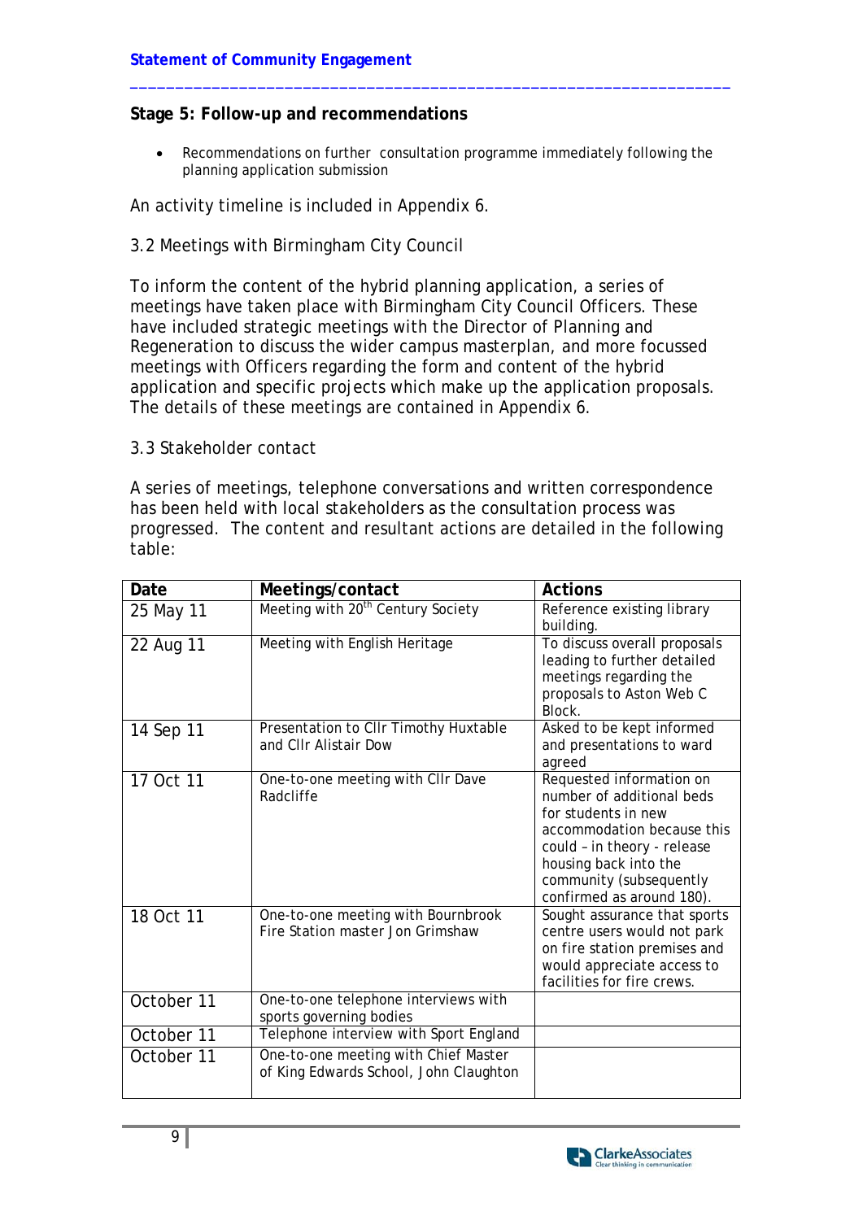**Stage 5: Follow-up and recommendations**

- Recommendations on further consultation programme immediately following the planning application submission

An activity timeline is included in Appendix 6.

3.2 Meetings with Birmingham City Council

To inform the content of the hybrid planning application, a series of meetings have taken place with Birmingham City Council Officers. These have included strategic meetings with the Director of Planning and Regeneration to discuss the wider campus masterplan, and more focussed meetings with Officers regarding the form and content of the hybrid application and specific projects which make up the application proposals. The details of these meetings are contained in Appendix 6.

3.3 Stakeholder contact

A series of meetings, telephone conversations and written correspondence has been held with local stakeholders as the consultation process was progressed. The content and resultant actions are detailed in the following table:

| Date | Meetings/contact | Actions |
|---|---|---|
| 25 May 11 | Meeting with 20th Century Society | Reference existing library building. |
| 22 Aug 11 | Meeting with English Heritage | To discuss overall proposals leading to further detailed meetings regarding the proposals to Aston Web C Block. |
| 14 Sep 11 | Presentation to Cllr Timothy Huxtable and Cllr Alistair Dow | Asked to be kept informed and presentations to ward agreed |
| 17 Oct 11 | One-to-one meeting with Cllr Dave Radcliffe | Requested information on number of additional beds for students in new accommodation because this could – in theory - release housing back into the community (subsequently confirmed as around 180). |
| 18 Oct 11 | One-to-one meeting with Bournbrook Fire Station master Jon Grimshaw | Sought assurance that sports centre users would not park on fire station premises and would appreciate access to facilities for fire crews. |
| October 11 | One-to-one telephone interviews with sports governing bodies | |
| October 11 | Telephone interview with Sport England | |
| October 11 | One-to-one meeting with Chief Master of King Edwards School, John Claughton | |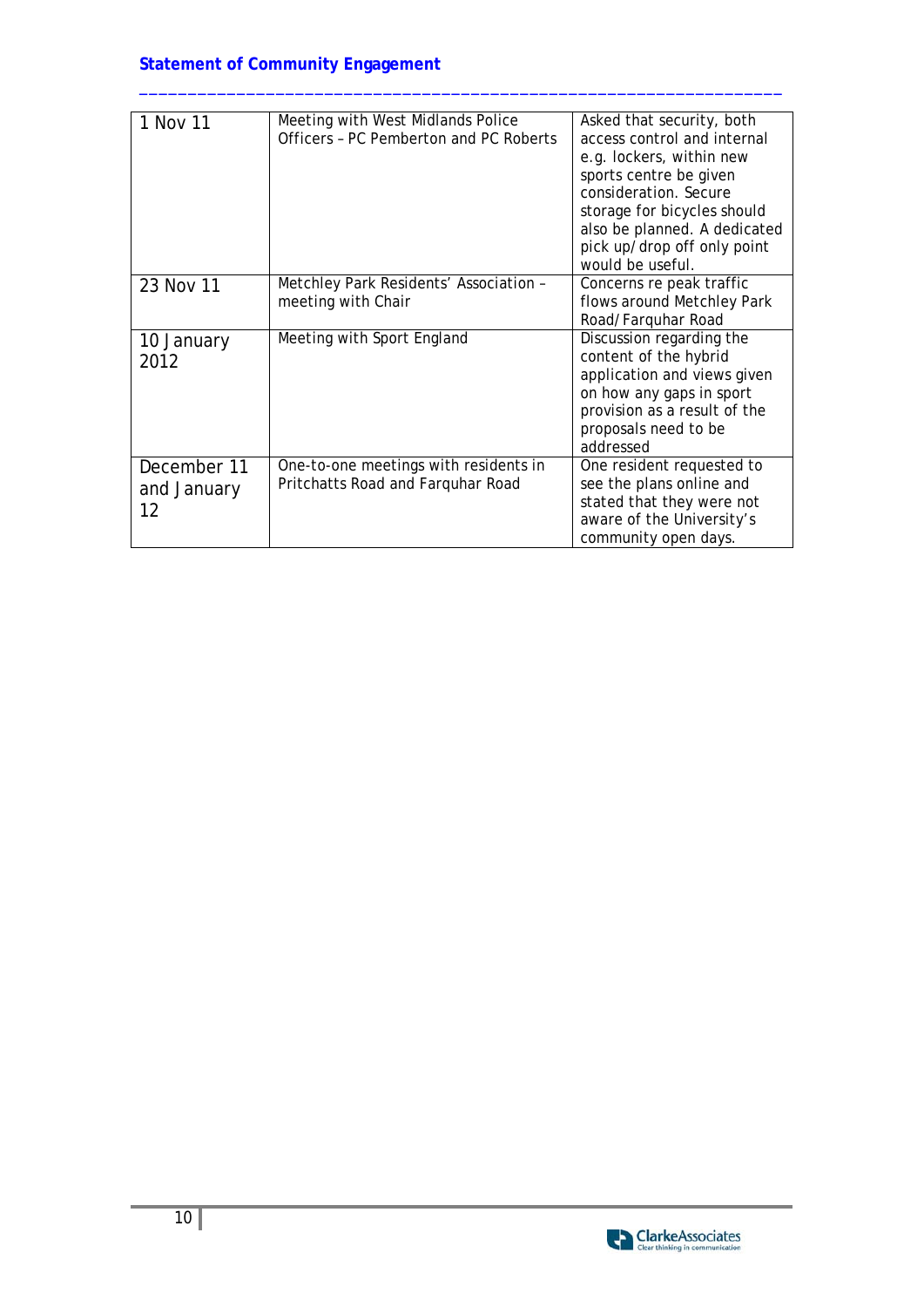| 1 Nov 11 | Meeting with West Midlands Police Officers – PC Pemberton and PC Roberts | Asked that security, both access control and internal e.g. lockers, within new sports centre be given consideration. Secure storage for bicycles should also be planned. A dedicated pick up/drop off only point would be useful. |
|---|---|---|
| 23 Nov 11 | Metchley Park Residents' Association – meeting with Chair | Concerns re peak traffic flows around Metchley Park Road/Farquhar Road |
| 10 January 2012 | Meeting with Sport England | Discussion regarding the content of the hybrid application and views given on how any gaps in sport provision as a result of the proposals need to be addressed |
| December 11 and January 12 | One-to-one meetings with residents in Pritchatts Road and Farquhar Road | One resident requested to see the plans online and stated that they were not aware of the University's community open days. |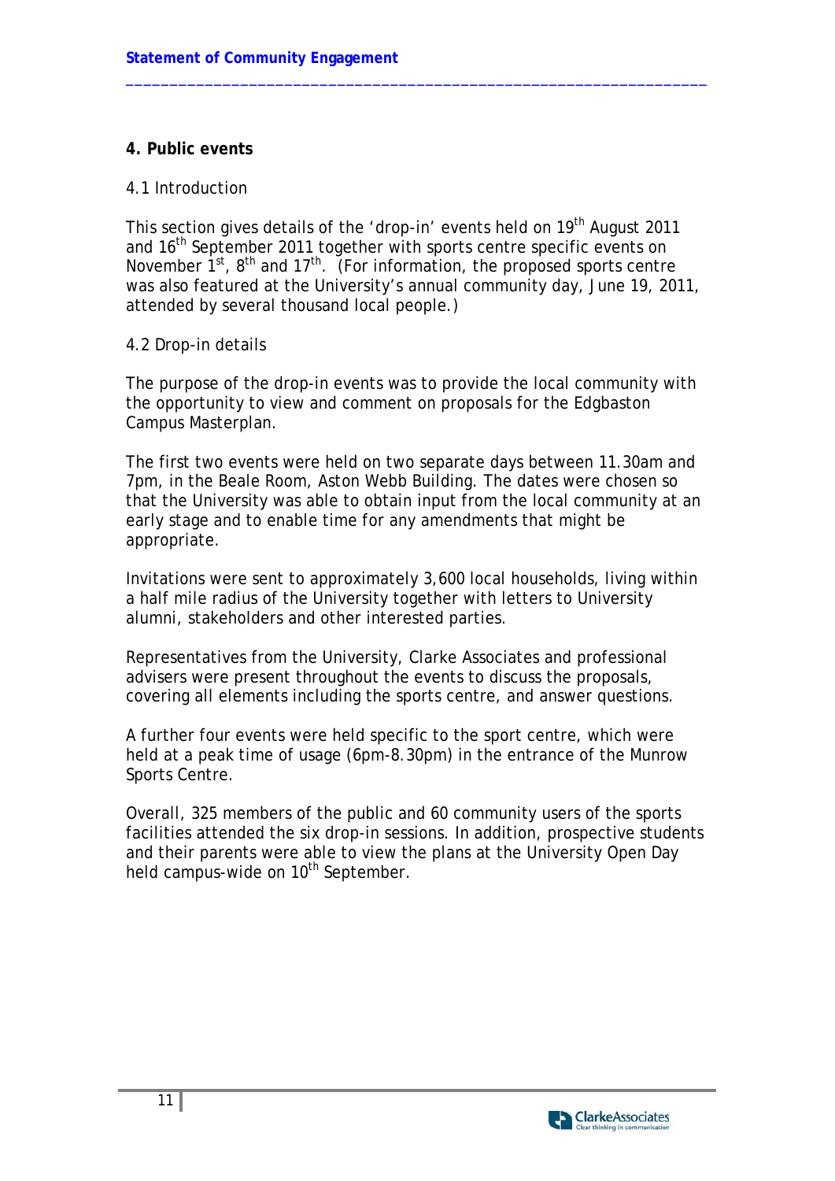## 4. Public events

4.1 Introduction

This section gives details of the 'drop-in' events held on 19th August 2011 and 16th September 2011 together with sports centre specific events on November 1st, 8th and 17th. (For information, the proposed sports centre was also featured at the University's annual community day, June 19, 2011, attended by several thousand local people.)

4.2 Drop-in details

The purpose of the drop-in events was to provide the local community with the opportunity to view and comment on proposals for the Edgbaston Campus Masterplan.

The first two events were held on two separate days between 11.30am and 7pm, in the Beale Room, Aston Webb Building. The dates were chosen so that the University was able to obtain input from the local community at an early stage and to enable time for any amendments that might be appropriate.

Invitations were sent to approximately 3,600 local households, living within a half mile radius of the University together with letters to University alumni, stakeholders and other interested parties.

Representatives from the University, Clarke Associates and professional advisers were present throughout the events to discuss the proposals, covering all elements including the sports centre, and answer questions.

A further four events were held specific to the sport centre, which were held at a peak time of usage (6pm-8.30pm) in the entrance of the Munrow Sports Centre.

Overall, 325 members of the public and 60 community users of the sports facilities attended the six drop-in sessions. In addition, prospective students and their parents were able to view the plans at the University Open Day held campus-wide on 10th September.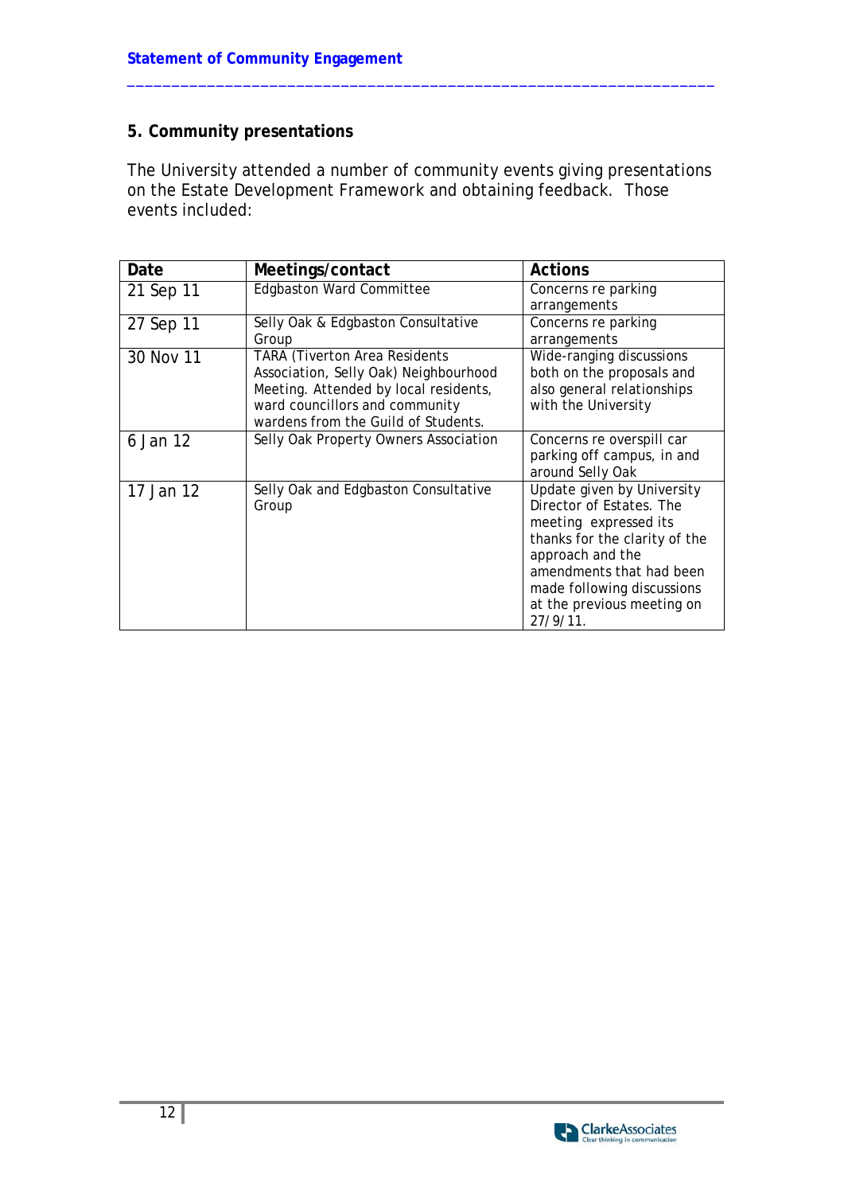## 5. Community presentations

The University attended a number of community events giving presentations on the Estate Development Framework and obtaining feedback. Those events included:

| Date | Meetings/contact | Actions |
|---|---|---|
| 21 Sep 11 | Edgbaston Ward Committee | Concerns re parking arrangements |
| 27 Sep 11 | Selly Oak & Edgbaston Consultative Group | Concerns re parking arrangements |
| 30 Nov 11 | TARA (Tiverton Area Residents Association, Selly Oak) Neighbourhood Meeting. Attended by local residents, ward councillors and community wardens from the Guild of Students. | Wide-ranging discussions both on the proposals and also general relationships with the University |
| 6 Jan 12 | Selly Oak Property Owners Association | Concerns re overspill car parking off campus, in and around Selly Oak |
| 17 Jan 12 | Selly Oak and Edgbaston Consultative Group | Update given by University Director of Estates. The meeting expressed its thanks for the clarity of the approach and the amendments that had been made following discussions at the previous meeting on 27/9/11. |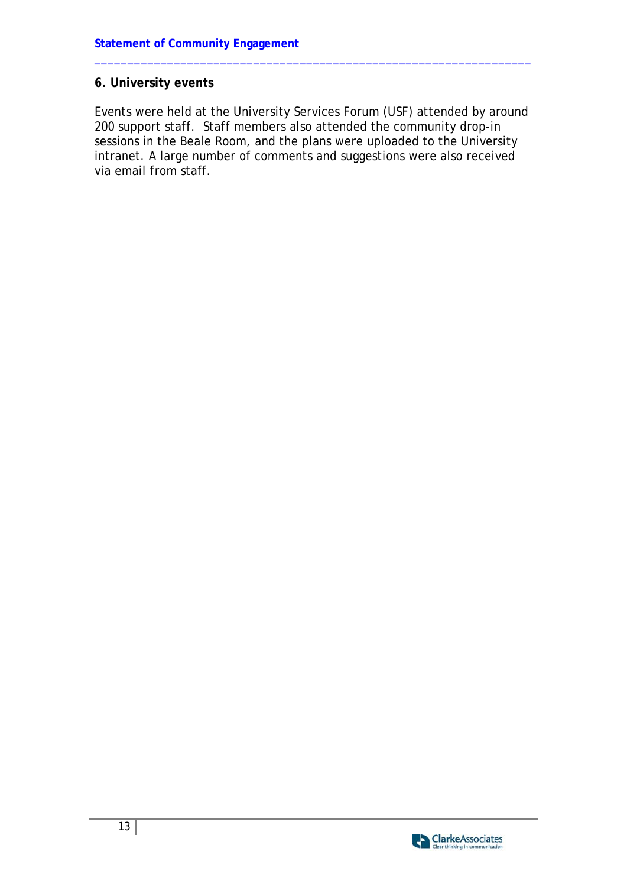## 6. University events

Events were held at the University Services Forum (USF) attended by around 200 support staff.  Staff members also attended the community drop-in sessions in the Beale Room, and the plans were uploaded to the University intranet. A large number of comments and suggestions were also received via email from staff.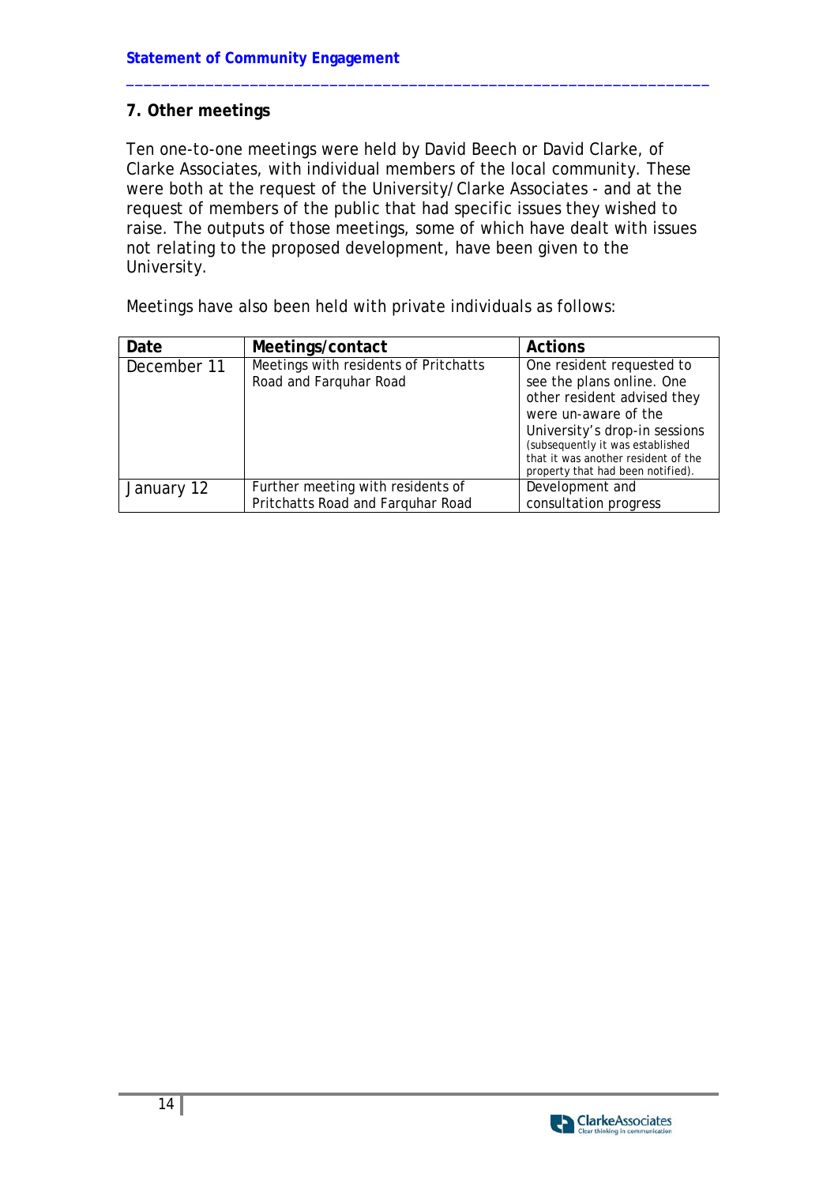## 7. Other meetings

Ten one-to-one meetings were held by David Beech or David Clarke, of Clarke Associates, with individual members of the local community. These were both at the request of the University/Clarke Associates - and at the request of members of the public that had specific issues they wished to raise. The outputs of those meetings, some of which have dealt with issues not relating to the proposed development, have been given to the University.

Meetings have also been held with private individuals as follows:

| Date | Meetings/contact | Actions |
|---|---|---|
| December 11 | Meetings with residents of Pritchatts Road and Farquhar Road | One resident requested to see the plans online. One other resident advised they were un-aware of the University's drop-in sessions (subsequently it was established that it was another resident of the property that had been notified). |
| January 12 | Further meeting with residents of Pritchatts Road and Farquhar Road | Development and consultation progress |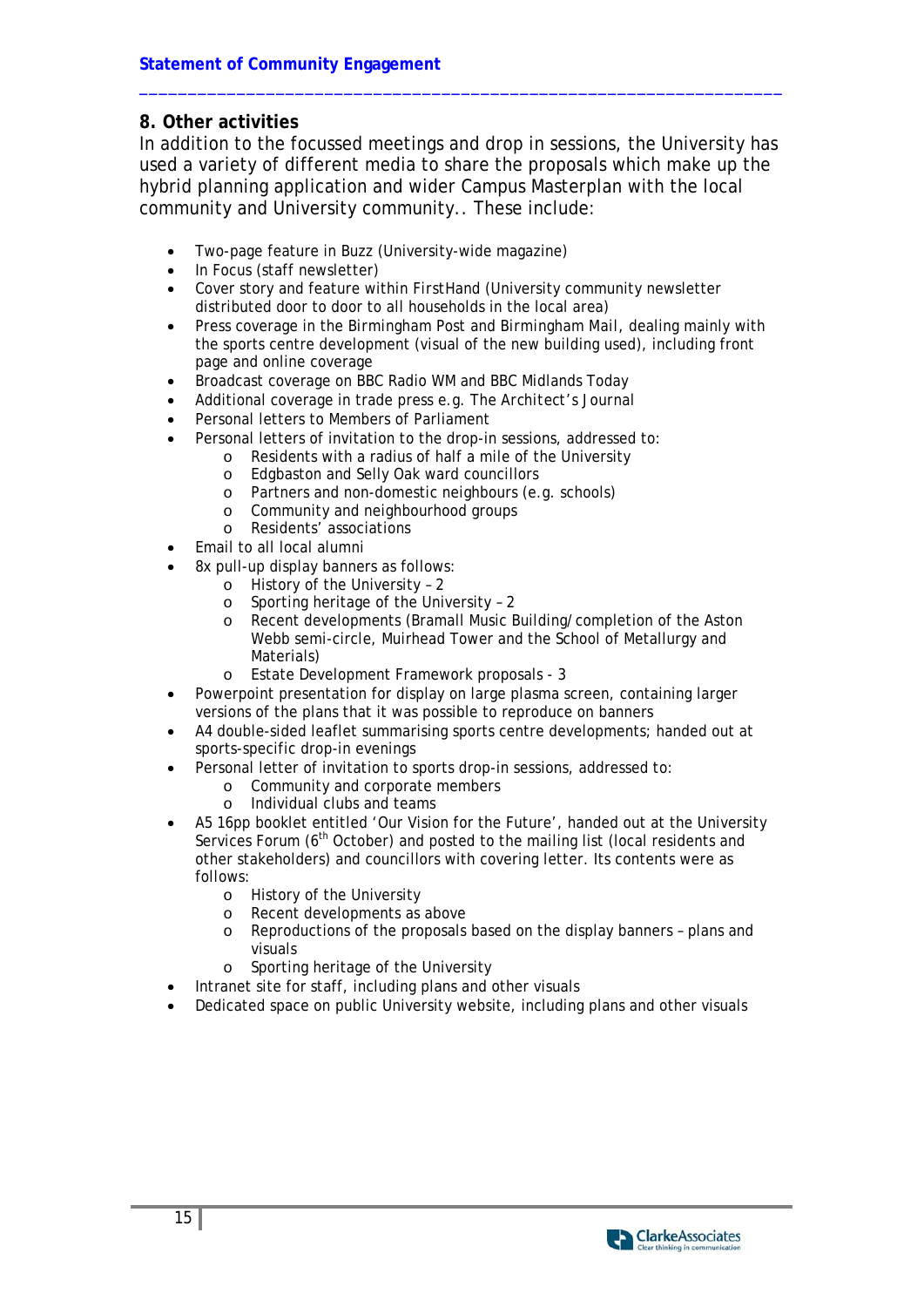## 8. Other activities

In addition to the focussed meetings and drop in sessions, the University has used a variety of different media to share the proposals which make up the hybrid planning application and wider Campus Masterplan with the local community and University community.. These include:

- Two-page feature in Buzz (University-wide magazine)
- In Focus (staff newsletter)
- Cover story and feature within FirstHand (University community newsletter distributed door to door to all households in the local area)
- Press coverage in the Birmingham Post and Birmingham Mail, dealing mainly with the sports centre development (visual of the new building used), including front page and online coverage
- Broadcast coverage on BBC Radio WM and BBC Midlands Today
- Additional coverage in trade press e.g. The Architect's Journal
- Personal letters to Members of Parliament
- Personal letters of invitation to the drop-in sessions, addressed to:
    - Residents with a radius of half a mile of the University
    - Edgbaston and Selly Oak ward councillors
    - Partners and non-domestic neighbours (e.g. schools)
    - Community and neighbourhood groups
    - Residents' associations
- Email to all local alumni
- 8x pull-up display banners as follows:
    - History of the University – 2
    - Sporting heritage of the University – 2
    - Recent developments (Bramall Music Building/completion of the Aston Webb semi-circle, Muirhead Tower and the School of Metallurgy and Materials)
    - Estate Development Framework proposals - 3
- Powerpoint presentation for display on large plasma screen, containing larger versions of the plans that it was possible to reproduce on banners
- A4 double-sided leaflet summarising sports centre developments; handed out at sports-specific drop-in evenings
- Personal letter of invitation to sports drop-in sessions, addressed to:
    - Community and corporate members
    - Individual clubs and teams
- A5 16pp booklet entitled 'Our Vision for the Future', handed out at the University Services Forum (6th October) and posted to the mailing list (local residents and other stakeholders) and councillors with covering letter. Its contents were as follows:
    - History of the University
    - Recent developments as above
    - Reproductions of the proposals based on the display banners – plans and visuals
    - Sporting heritage of the University
- Intranet site for staff, including plans and other visuals
- Dedicated space on public University website, including plans and other visuals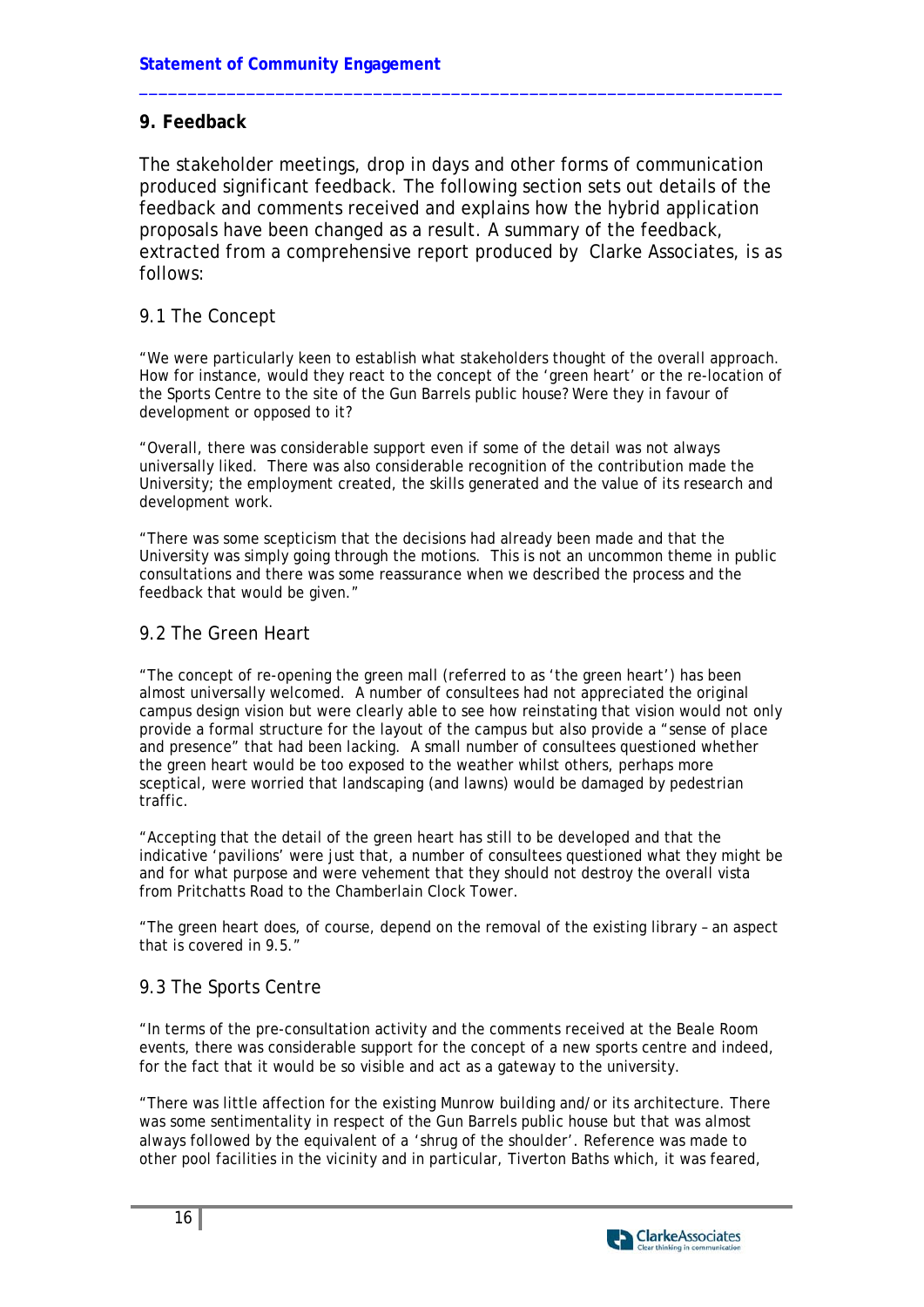## 9. Feedback

The stakeholder meetings, drop in days and other forms of communication produced significant feedback. The following section sets out details of the feedback and comments received and explains how the hybrid application proposals have been changed as a result. A summary of the feedback, extracted from a comprehensive report produced by Clarke Associates, is as follows:

### 9.1 The Concept

"We were particularly keen to establish what stakeholders thought of the overall approach. How for instance, would they react to the concept of the 'green heart' or the re-location of the Sports Centre to the site of the Gun Barrels public house? Were they in favour of development or opposed to it?

"Overall, there was considerable support even if some of the detail was not always universally liked. There was also considerable recognition of the contribution made the University; the employment created, the skills generated and the value of its research and development work.

"There was some scepticism that the decisions had already been made and that the University was simply going through the motions. This is not an uncommon theme in public consultations and there was some reassurance when we described the process and the feedback that would be given."

### 9.2 The Green Heart

"The concept of re-opening the green mall (referred to as 'the green heart') has been almost universally welcomed. A number of consultees had not appreciated the original campus design vision but were clearly able to see how reinstating that vision would not only provide a formal structure for the layout of the campus but also provide a "sense of place and presence" that had been lacking. A small number of consultees questioned whether the green heart would be too exposed to the weather whilst others, perhaps more sceptical, were worried that landscaping (and lawns) would be damaged by pedestrian traffic.

"Accepting that the detail of the green heart has still to be developed and that the indicative 'pavilions' were just that, a number of consultees questioned what they might be and for what purpose and were vehement that they should not destroy the overall vista from Pritchatts Road to the Chamberlain Clock Tower.

"The green heart does, of course, depend on the removal of the existing library – an aspect that is covered in 9.5."

### 9.3 The Sports Centre

"In terms of the pre-consultation activity and the comments received at the Beale Room events, there was considerable support for the concept of a new sports centre and indeed, for the fact that it would be so visible and act as a gateway to the university.

"There was little affection for the existing Munrow building and/or its architecture. There was some sentimentality in respect of the Gun Barrels public house but that was almost always followed by the equivalent of a 'shrug of the shoulder'. Reference was made to other pool facilities in the vicinity and in particular, Tiverton Baths which, it was feared,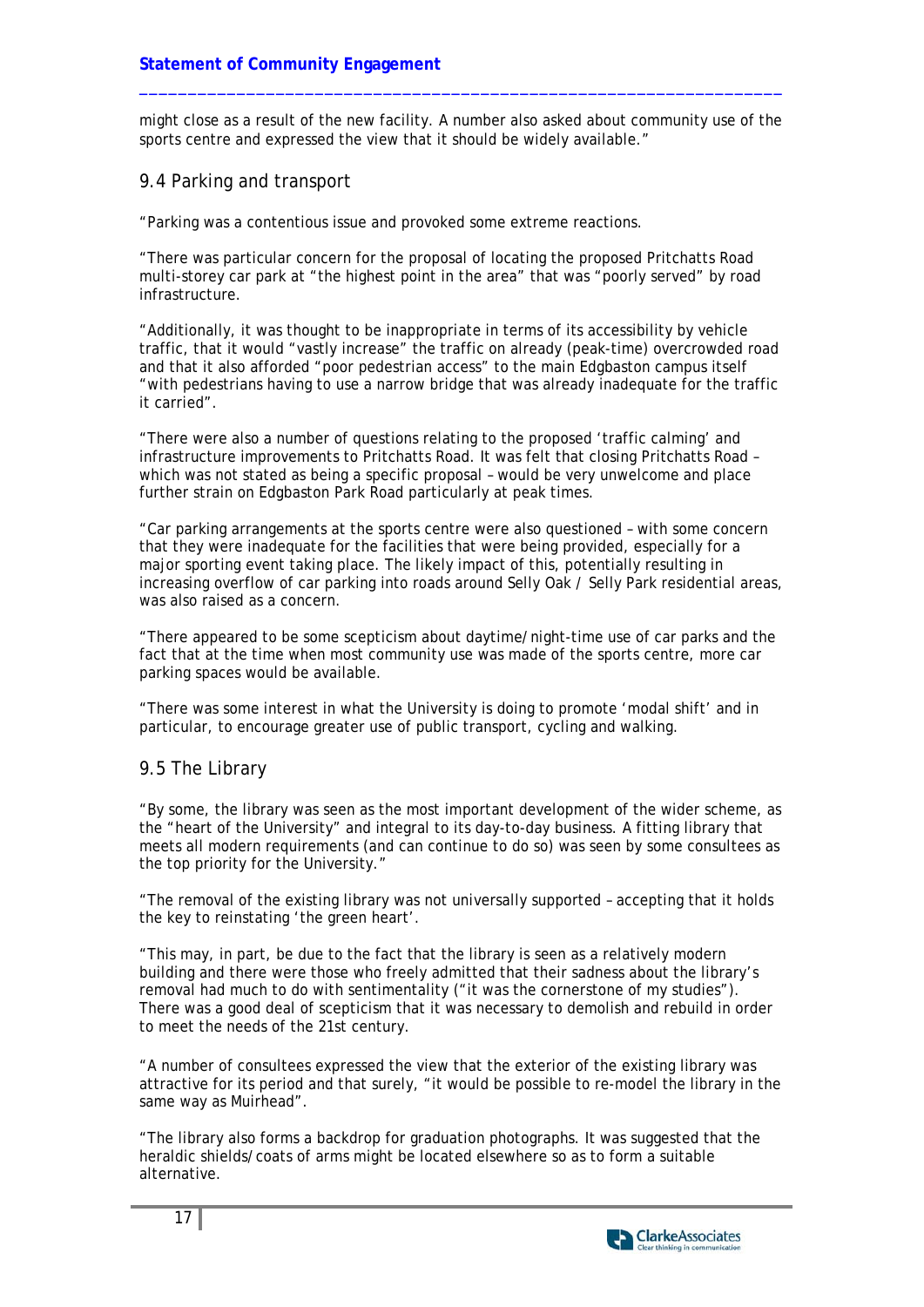might close as a result of the new facility. A number also asked about community use of the sports centre and expressed the view that it should be widely available."

## 9.4 Parking and transport

"Parking was a contentious issue and provoked some extreme reactions.

"There was particular concern for the proposal of locating the proposed Pritchatts Road multi-storey car park at "the highest point in the area" that was "poorly served" by road infrastructure.

"Additionally, it was thought to be inappropriate in terms of its accessibility by vehicle traffic, that it would "vastly increase" the traffic on already (peak-time) overcrowded road and that it also afforded "poor pedestrian access" to the main Edgbaston campus itself "with pedestrians having to use a narrow bridge that was already inadequate for the traffic it carried".

"There were also a number of questions relating to the proposed 'traffic calming' and infrastructure improvements to Pritchatts Road. It was felt that closing Pritchatts Road – which was not stated as being a specific proposal – would be very unwelcome and place further strain on Edgbaston Park Road particularly at peak times.

"Car parking arrangements at the sports centre were also questioned – with some concern that they were inadequate for the facilities that were being provided, especially for a major sporting event taking place. The likely impact of this, potentially resulting in increasing overflow of car parking into roads around Selly Oak / Selly Park residential areas, was also raised as a concern.

"There appeared to be some scepticism about daytime/night-time use of car parks and the fact that at the time when most community use was made of the sports centre, more car parking spaces would be available.

"There was some interest in what the University is doing to promote 'modal shift' and in particular, to encourage greater use of public transport, cycling and walking.

## 9.5 The Library

"By some, the library was seen as the most important development of the wider scheme, as the "heart of the University" and integral to its day-to-day business. A fitting library that meets all modern requirements (and can continue to do so) was seen by some consultees as the top priority for the University."

"The removal of the existing library was not universally supported – accepting that it holds the key to reinstating 'the green heart'.

"This may, in part, be due to the fact that the library is seen as a relatively modern building and there were those who freely admitted that their sadness about the library's removal had much to do with sentimentality ("it was the cornerstone of my studies"). There was a good deal of scepticism that it was necessary to demolish and rebuild in order to meet the needs of the 21st century.

"A number of consultees expressed the view that the exterior of the existing library was attractive for its period and that surely, "it would be possible to re-model the library in the same way as Muirhead".

"The library also forms a backdrop for graduation photographs. It was suggested that the heraldic shields/coats of arms might be located elsewhere so as to form a suitable alternative.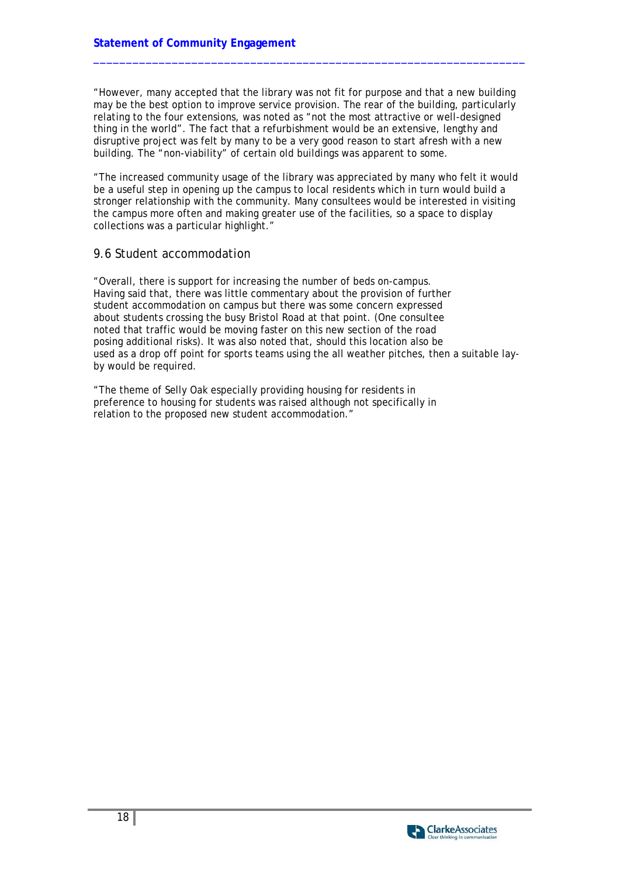"However, many accepted that the library was not fit for purpose and that a new building may be the best option to improve service provision. The rear of the building, particularly relating to the four extensions, was noted as "not the most attractive or well-designed thing in the world". The fact that a refurbishment would be an extensive, lengthy and disruptive project was felt by many to be a very good reason to start afresh with a new building. The "non-viability" of certain old buildings was apparent to some.

"The increased community usage of the library was appreciated by many who felt it would be a useful step in opening up the campus to local residents which in turn would build a stronger relationship with the community. Many consultees would be interested in visiting the campus more often and making greater use of the facilities, so a space to display collections was a particular highlight."

## 9.6 Student accommodation

"Overall, there is support for increasing the number of beds on-campus. Having said that, there was little commentary about the provision of further student accommodation on campus but there was some concern expressed about students crossing the busy Bristol Road at that point. (One consultee noted that traffic would be moving faster on this new section of the road posing additional risks). It was also noted that, should this location also be used as a drop off point for sports teams using the all weather pitches, then a suitable lay-by would be required.

"The theme of Selly Oak especially providing housing for residents in preference to housing for students was raised although not specifically in relation to the proposed new student accommodation."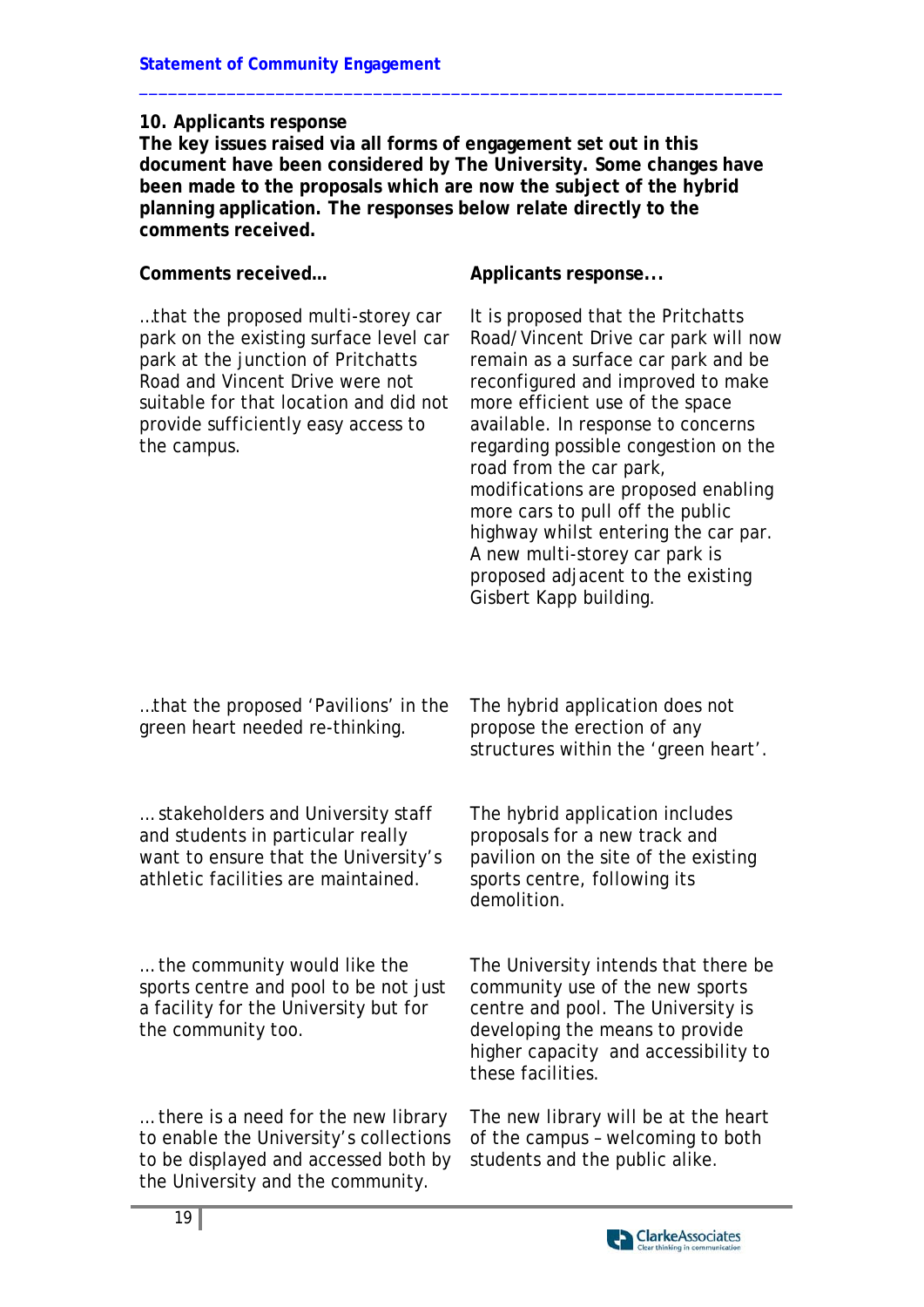## 10. Applicants response

**The key issues raised via all forms of engagement set out in this document have been considered by The University. Some changes have been made to the proposals which are now the subject of the hybrid planning application. The responses below relate directly to the comments received.**

| Comments received… | Applicants response... |
|---|---|
| …that the proposed multi-storey car park on the existing surface level car park at the junction of Pritchatts Road and Vincent Drive were not suitable for that location and did not provide sufficiently easy access to the campus. | It is proposed that the Pritchatts Road/Vincent Drive car park will now remain as a surface car park and be reconfigured and improved to make more efficient use of the space available. In response to concerns regarding possible congestion on the road from the car park, modifications are proposed enabling more cars to pull off the public highway whilst entering the car par. A new multi-storey car park is proposed adjacent to the existing Gisbert Kapp building. |
| …that the proposed 'Pavilions' in the green heart needed re-thinking. | The hybrid application does not propose the erection of any structures within the 'green heart'. |
| … stakeholders and University staff and students in particular really want to ensure that the University's athletic facilities are maintained. | The hybrid application includes proposals for a new track and pavilion on the site of the existing sports centre, following its demolition. |
| … the community would like the sports centre and pool to be not just a facility for the University but for the community too. | The University intends that there be community use of the new sports centre and pool. The University is developing the means to provide higher capacity and accessibility to these facilities. |
| … there is a need for the new library to enable the University's collections to be displayed and accessed both by the University and the community. | The new library will be at the heart of the campus – welcoming to both students and the public alike. |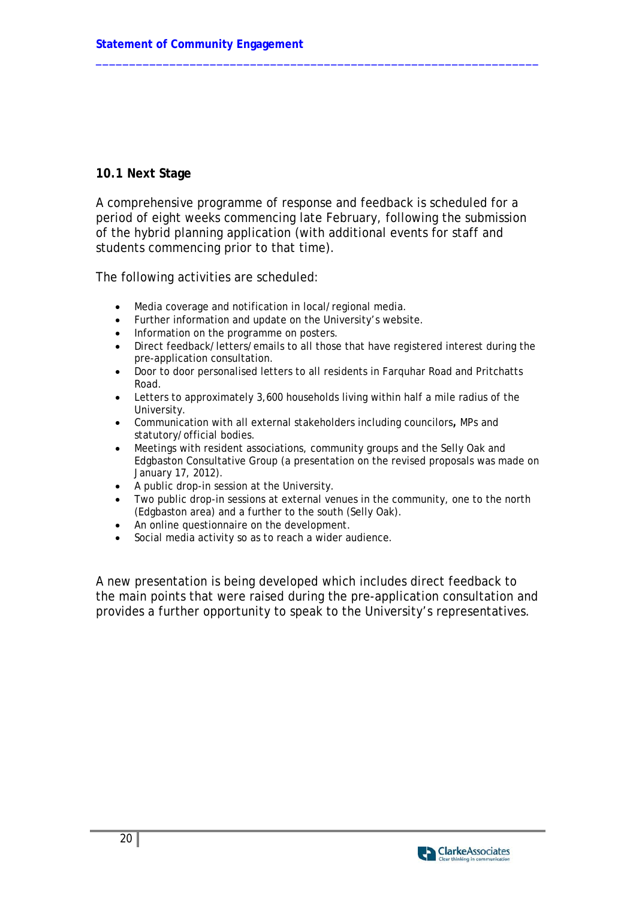## 10.1 Next Stage

A comprehensive programme of response and feedback is scheduled for a period of eight weeks commencing late February, following the submission of the hybrid planning application (with additional events for staff and students commencing prior to that time).

The following activities are scheduled:

- Media coverage and notification in local/regional media.
- Further information and update on the University's website.
- Information on the programme on posters.
- Direct feedback/letters/emails to all those that have registered interest during the pre-application consultation.
- Door to door personalised letters to all residents in Farquhar Road and Pritchatts Road.
- Letters to approximately 3,600 households living within half a mile radius of the University.
- Communication with all external stakeholders including councilors**,** MPs and statutory/official bodies.
- Meetings with resident associations, community groups and the Selly Oak and Edgbaston Consultative Group (a presentation on the revised proposals was made on January 17, 2012).
- A public drop-in session at the University.
- Two public drop-in sessions at external venues in the community, one to the north (Edgbaston area) and a further to the south (Selly Oak).
- An online questionnaire on the development.
- Social media activity so as to reach a wider audience.

A new presentation is being developed which includes direct feedback to the main points that were raised during the pre-application consultation and provides a further opportunity to speak to the University's representatives.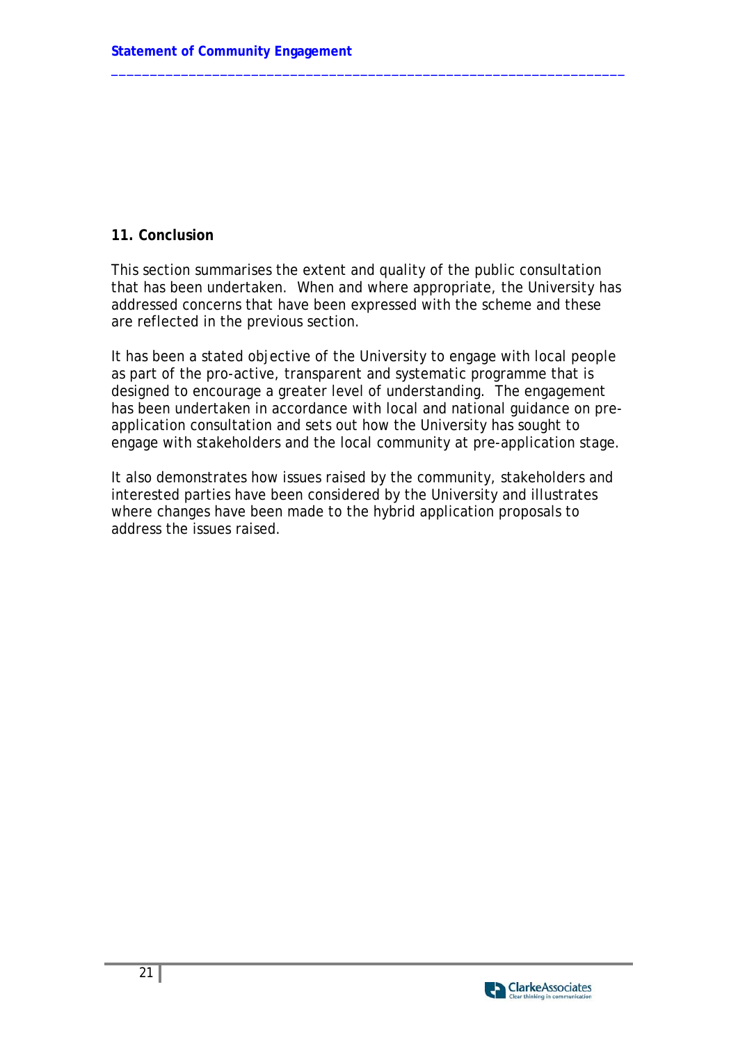## 11. Conclusion

This section summarises the extent and quality of the public consultation that has been undertaken. When and where appropriate, the University has addressed concerns that have been expressed with the scheme and these are reflected in the previous section.

It has been a stated objective of the University to engage with local people as part of the pro-active, transparent and systematic programme that is designed to encourage a greater level of understanding. The engagement has been undertaken in accordance with local and national guidance on pre-application consultation and sets out how the University has sought to engage with stakeholders and the local community at pre-application stage.

It also demonstrates how issues raised by the community, stakeholders and interested parties have been considered by the University and illustrates where changes have been made to the hybrid application proposals to address the issues raised.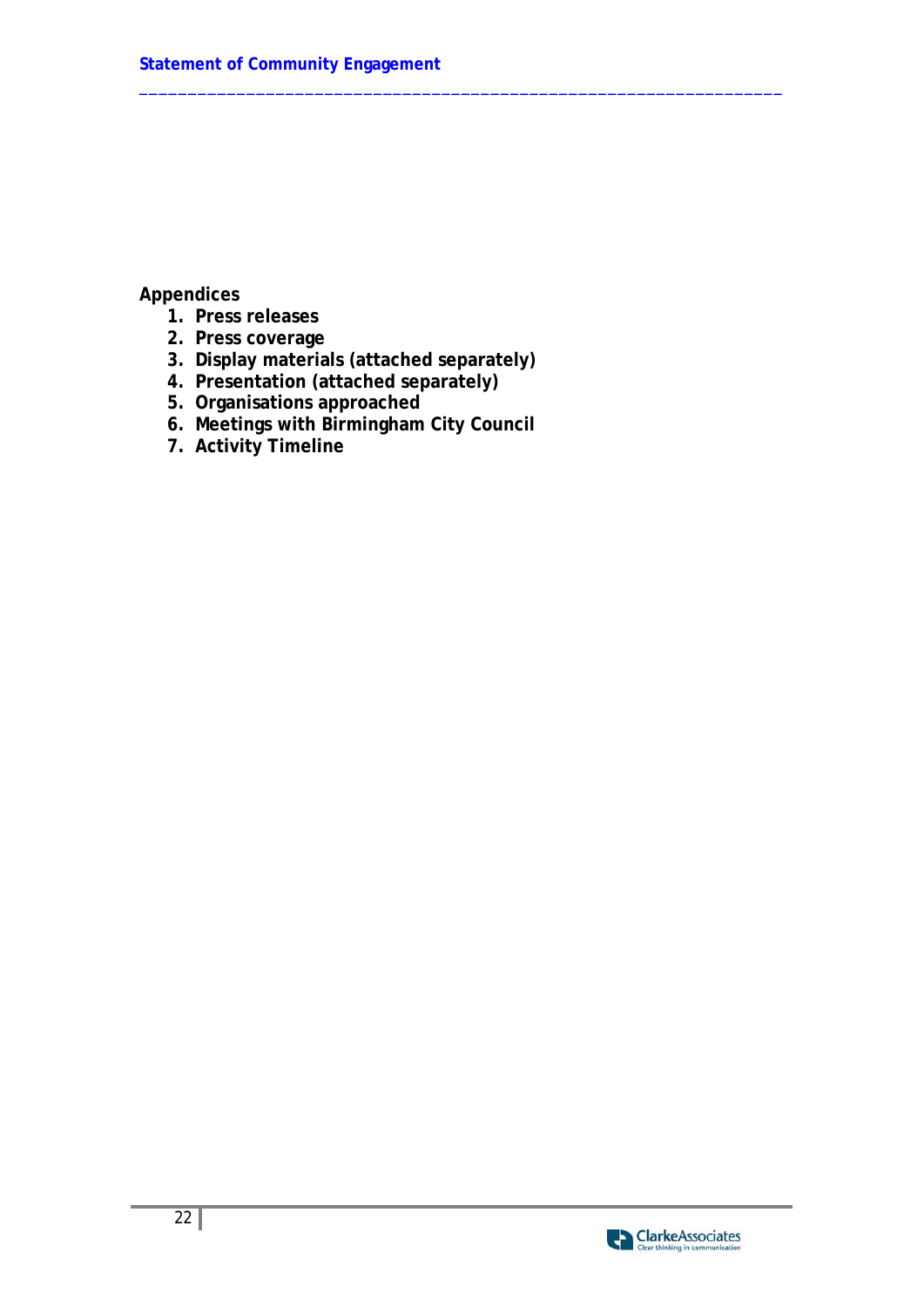**Appendices**

1. **Press releases**
2. **Press coverage**
3. **Display materials (attached separately)**
4. **Presentation (attached separately)**
5. **Organisations approached**
6. **Meetings with Birmingham City Council**
7. **Activity Timeline**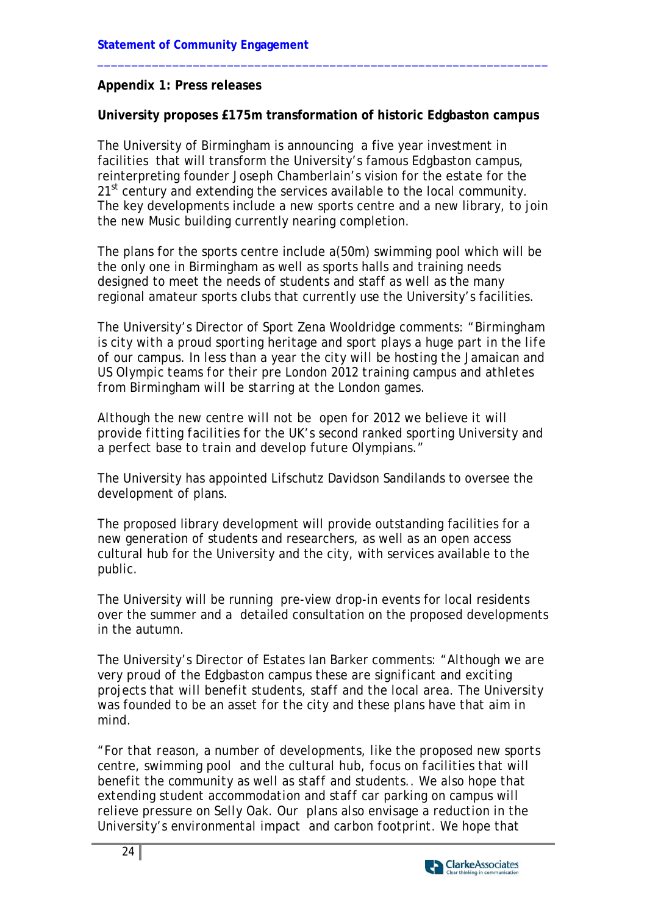## Appendix 1: Press releases

### University proposes £175m transformation of historic Edgbaston campus

The University of Birmingham is announcing a five year investment in facilities that will transform the University's famous Edgbaston campus, reinterpreting founder Joseph Chamberlain's vision for the estate for the 21st century and extending the services available to the local community. The key developments include a new sports centre and a new library, to join the new Music building currently nearing completion.

The plans for the sports centre include a(50m) swimming pool which will be the only one in Birmingham as well as sports halls and training needs designed to meet the needs of students and staff as well as the many regional amateur sports clubs that currently use the University's facilities.

The University's Director of Sport Zena Wooldridge comments: *"Birmingham is city with a proud sporting heritage and sport plays a huge part in the life of our campus. In less than a year the city will be hosting the Jamaican and US Olympic teams for their pre London 2012 training campus and athletes from Birmingham will be starring at the London games.*

*Although the new centre will not be open for 2012 we believe it will provide fitting facilities for the UK's second ranked sporting University and a perfect base to train and develop future Olympians."*

The University has appointed Lifschutz Davidson Sandilands to oversee the development of plans.

The proposed library development will provide outstanding facilities for a new generation of students and researchers, as well as an open access cultural hub for the University and the city, with services available to the public.

The University will be running pre-view drop-in events for local residents over the summer and a detailed consultation on the proposed developments in the autumn.

The University's Director of Estates Ian Barker comments: *"Although we are very proud of the Edgbaston campus these are significant and exciting projects that will benefit students, staff and the local area. The University was founded to be an asset for the city and these plans have that aim in mind.*

*"For that reason, a number of developments, like the proposed new sports centre, swimming pool and the cultural hub, focus on facilities that will benefit the community as well as staff and students.. We also hope that extending student accommodation and staff car parking on campus will relieve pressure on Selly Oak. Our plans also envisage a reduction in the University's environmental impact and carbon footprint. We hope that*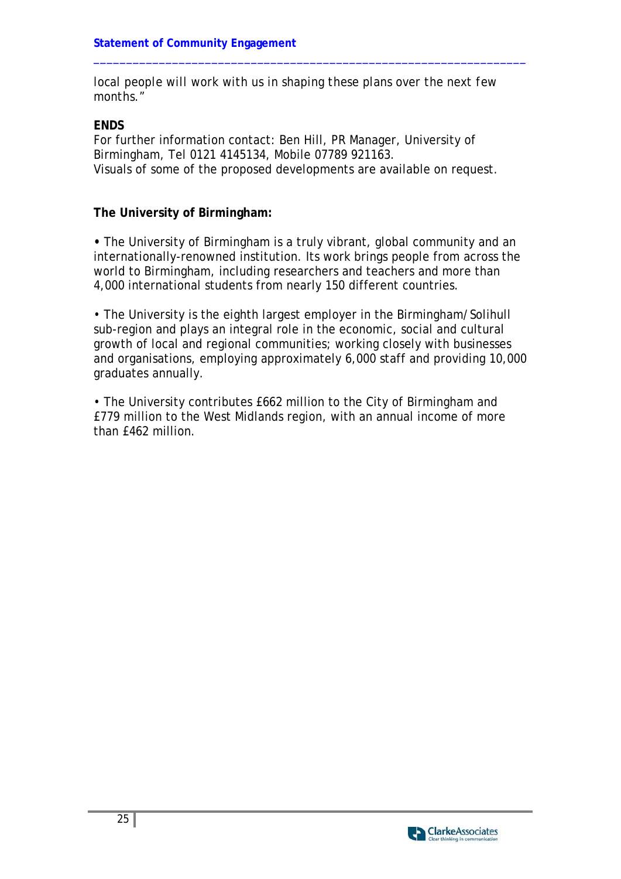local people will work with us in shaping these plans over the next few months."

**ENDS**

For further information contact: Ben Hill, PR Manager, University of Birmingham, Tel 0121 4145134, Mobile 07789 921163.
Visuals of some of the proposed developments are available on request.

**The University of Birmingham:**

• The University of Birmingham is a truly vibrant, global community and an internationally-renowned institution. Its work brings people from across the world to Birmingham, including researchers and teachers and more than 4,000 international students from nearly 150 different countries.

• The University is the eighth largest employer in the Birmingham/Solihull sub-region and plays an integral role in the economic, social and cultural growth of local and regional communities; working closely with businesses and organisations, employing approximately 6,000 staff and providing 10,000 graduates annually.

• The University contributes £662 million to the City of Birmingham and £779 million to the West Midlands region, with an annual income of more than £462 million.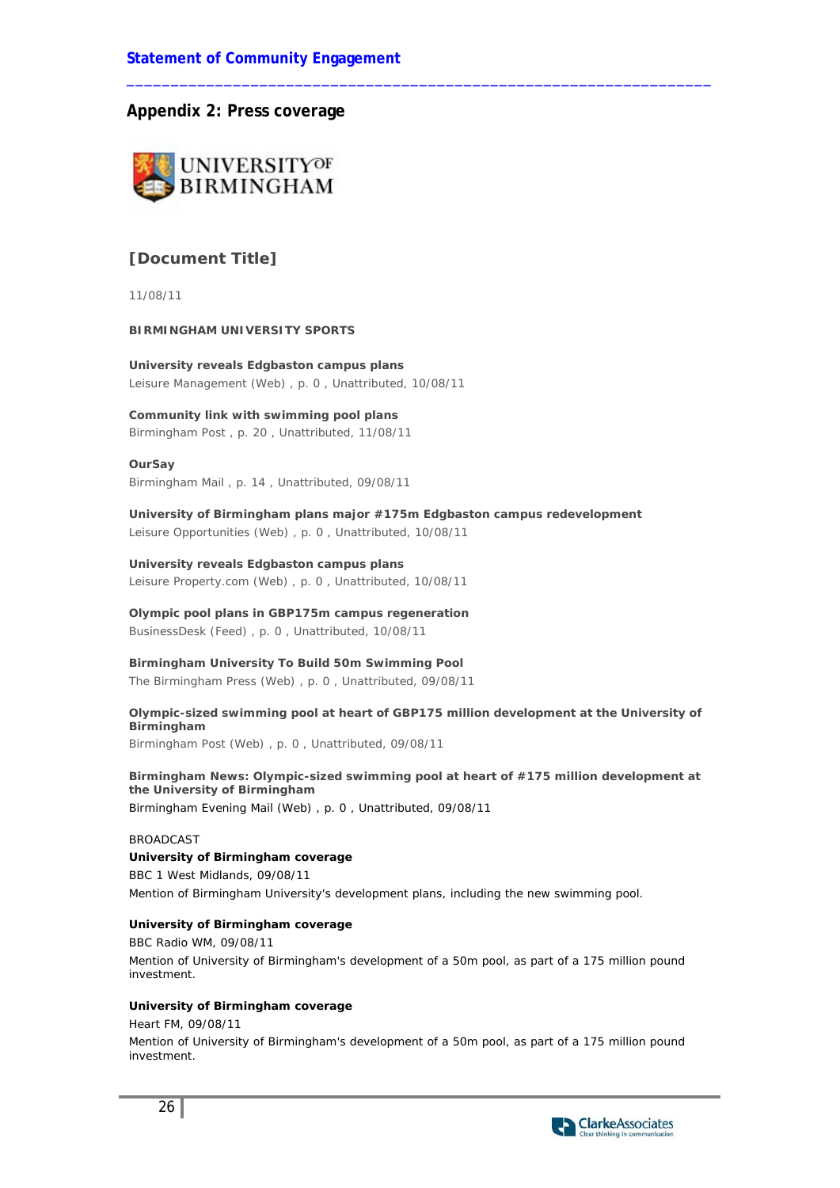## Appendix 2: Press coverage

UNIVERSITY OF BIRMINGHAM

### [Document Title]

11/08/11

**BIRMINGHAM UNIVERSITY SPORTS**

**University reveals Edgbaston campus plans**
Leisure Management (Web) , p. 0 , Unattributed, 10/08/11

**Community link with swimming pool plans**
Birmingham Post , p. 20 , Unattributed, 11/08/11

**OurSay**
Birmingham Mail , p. 14 , Unattributed, 09/08/11

**University of Birmingham plans major #175m Edgbaston campus redevelopment**
Leisure Opportunities (Web) , p. 0 , Unattributed, 10/08/11

**University reveals Edgbaston campus plans**
Leisure Property.com (Web) , p. 0 , Unattributed, 10/08/11

**Olympic pool plans in GBP175m campus regeneration**
BusinessDesk (Feed) , p. 0 , Unattributed, 10/08/11

**Birmingham University To Build 50m Swimming Pool**
The Birmingham Press (Web) , p. 0 , Unattributed, 09/08/11

**Olympic-sized swimming pool at heart of GBP175 million development at the University of Birmingham**
Birmingham Post (Web) , p. 0 , Unattributed, 09/08/11

**Birmingham News: Olympic-sized swimming pool at heart of #175 million development at the University of Birmingham**
Birmingham Evening Mail (Web) , p. 0 , Unattributed, 09/08/11

BROADCAST

**University of Birmingham coverage**
BBC 1 West Midlands, 09/08/11
Mention of Birmingham University's development plans, including the new swimming pool.

**University of Birmingham coverage**
BBC Radio WM, 09/08/11
Mention of University of Birmingham's development of a 50m pool, as part of a 175 million pound investment.

**University of Birmingham coverage**
Heart FM, 09/08/11
Mention of University of Birmingham's development of a 50m pool, as part of a 175 million pound investment.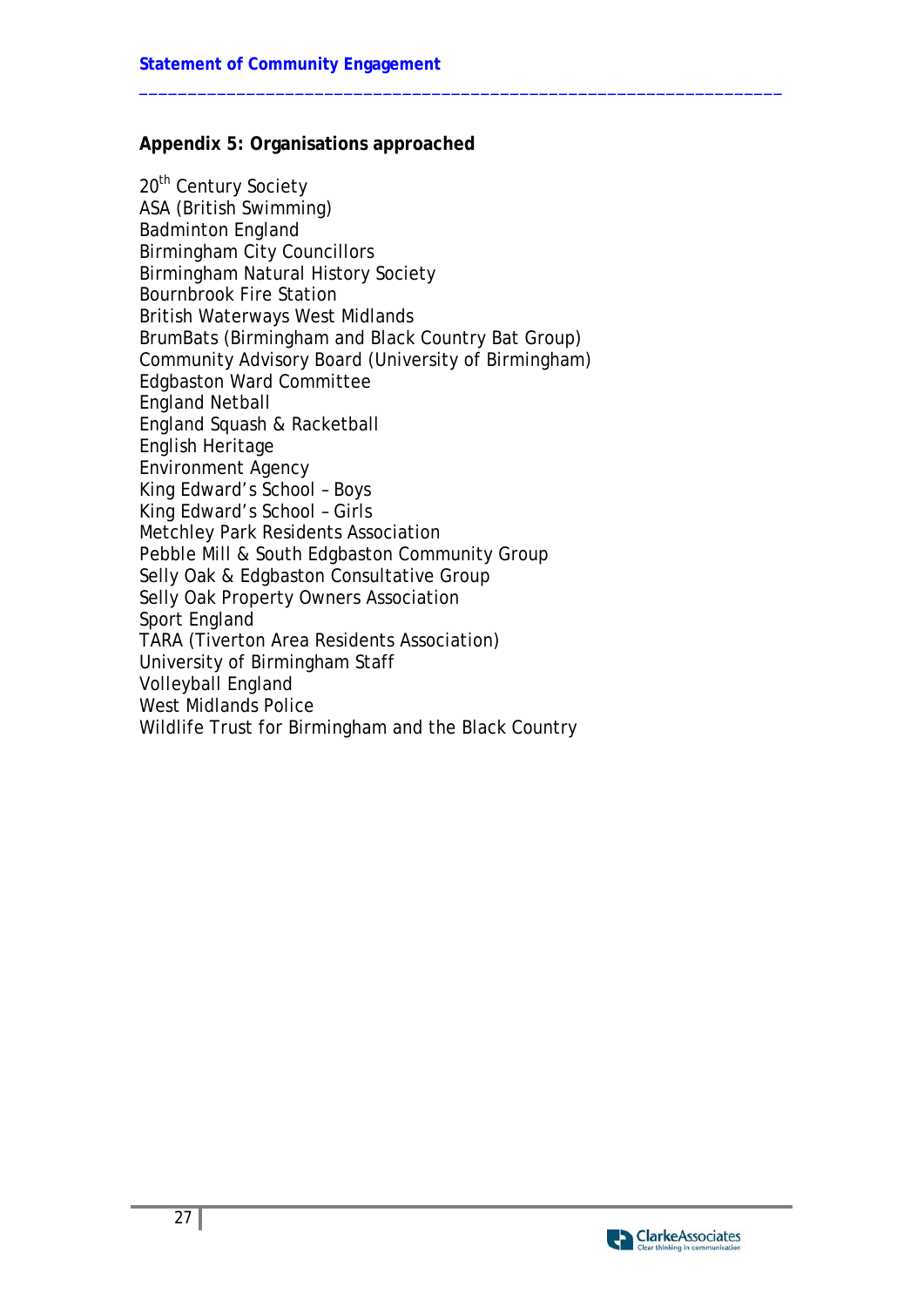## Appendix 5: Organisations approached

20th Century Society
ASA (British Swimming)
Badminton England
Birmingham City Councillors
Birmingham Natural History Society
Bournbrook Fire Station
British Waterways West Midlands
BrumBats (Birmingham and Black Country Bat Group)
Community Advisory Board (University of Birmingham)
Edgbaston Ward Committee
England Netball
England Squash & Racketball
English Heritage
Environment Agency
King Edward's School – Boys
King Edward's School – Girls
Metchley Park Residents Association
Pebble Mill & South Edgbaston Community Group
Selly Oak & Edgbaston Consultative Group
Selly Oak Property Owners Association
Sport England
TARA (Tiverton Area Residents Association)
University of Birmingham Staff
Volleyball England
West Midlands Police
Wildlife Trust for Birmingham and the Black Country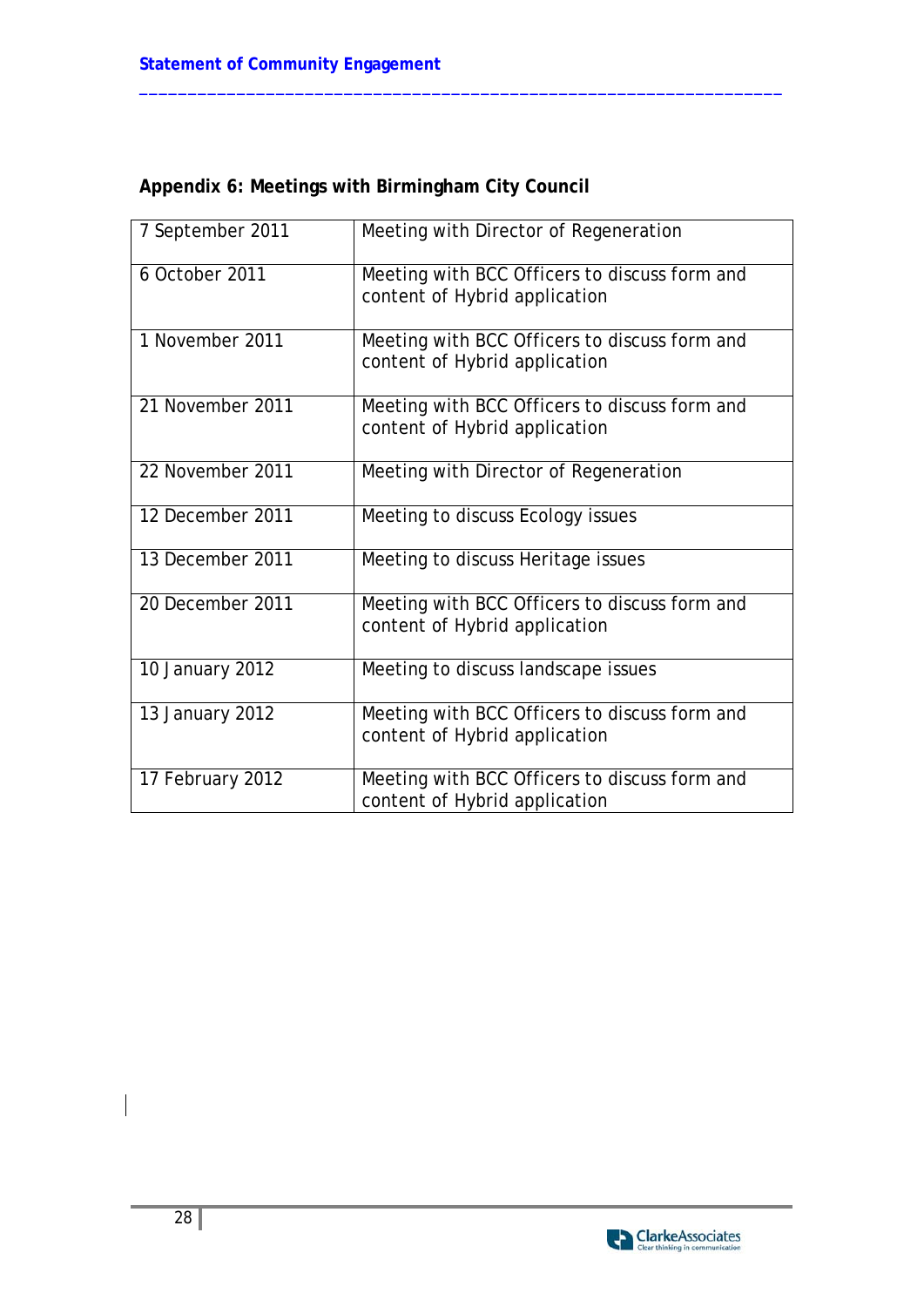## Appendix 6: Meetings with Birmingham City Council

| | |
|---|---|
| 7 September 2011 | Meeting with Director of Regeneration |
| 6 October 2011 | Meeting with BCC Officers to discuss form and content of Hybrid application |
| 1 November 2011 | Meeting with BCC Officers to discuss form and content of Hybrid application |
| 21 November 2011 | Meeting with BCC Officers to discuss form and content of Hybrid application |
| 22 November 2011 | Meeting with Director of Regeneration |
| 12 December 2011 | Meeting to discuss Ecology issues |
| 13 December 2011 | Meeting to discuss Heritage issues |
| 20 December 2011 | Meeting with BCC Officers to discuss form and content of Hybrid application |
| 10 January 2012 | Meeting to discuss landscape issues |
| 13 January 2012 | Meeting with BCC Officers to discuss form and content of Hybrid application |
| 17 February 2012 | Meeting with BCC Officers to discuss form and content of Hybrid application |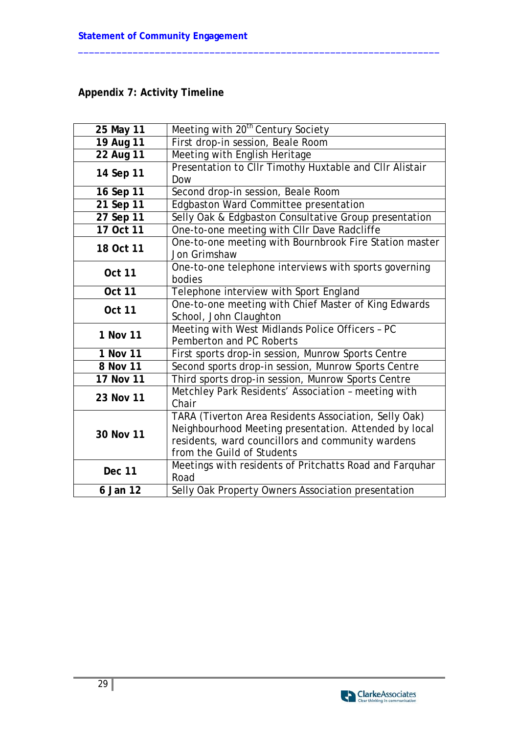## Appendix 7: Activity Timeline

| | |
|---|---|
| **25 May 11** | Meeting with 20th Century Society |
| **19 Aug 11** | First drop-in session, Beale Room |
| **22 Aug 11** | Meeting with English Heritage |
| **14 Sep 11** | Presentation to Cllr Timothy Huxtable and Cllr Alistair Dow |
| **16 Sep 11** | Second drop-in session, Beale Room |
| **21 Sep 11** | Edgbaston Ward Committee presentation |
| **27 Sep 11** | Selly Oak & Edgbaston Consultative Group presentation |
| **17 Oct 11** | One-to-one meeting with Cllr Dave Radcliffe |
| **18 Oct 11** | One-to-one meeting with Bournbrook Fire Station master Jon Grimshaw |
| **Oct 11** | One-to-one telephone interviews with sports governing bodies |
| **Oct 11** | Telephone interview with Sport England |
| **Oct 11** | One-to-one meeting with Chief Master of King Edwards School, John Claughton |
| **1 Nov 11** | Meeting with West Midlands Police Officers – PC Pemberton and PC Roberts |
| **1 Nov 11** | First sports drop-in session, Munrow Sports Centre |
| **8 Nov 11** | Second sports drop-in session, Munrow Sports Centre |
| **17 Nov 11** | Third sports drop-in session, Munrow Sports Centre |
| **23 Nov 11** | Metchley Park Residents' Association – meeting with Chair |
| **30 Nov 11** | TARA (Tiverton Area Residents Association, Selly Oak) Neighbourhood Meeting presentation. Attended by local residents, ward councillors and community wardens from the Guild of Students |
| **Dec 11** | Meetings with residents of Pritchatts Road and Farquhar Road |
| **6 Jan 12** | Selly Oak Property Owners Association presentation |